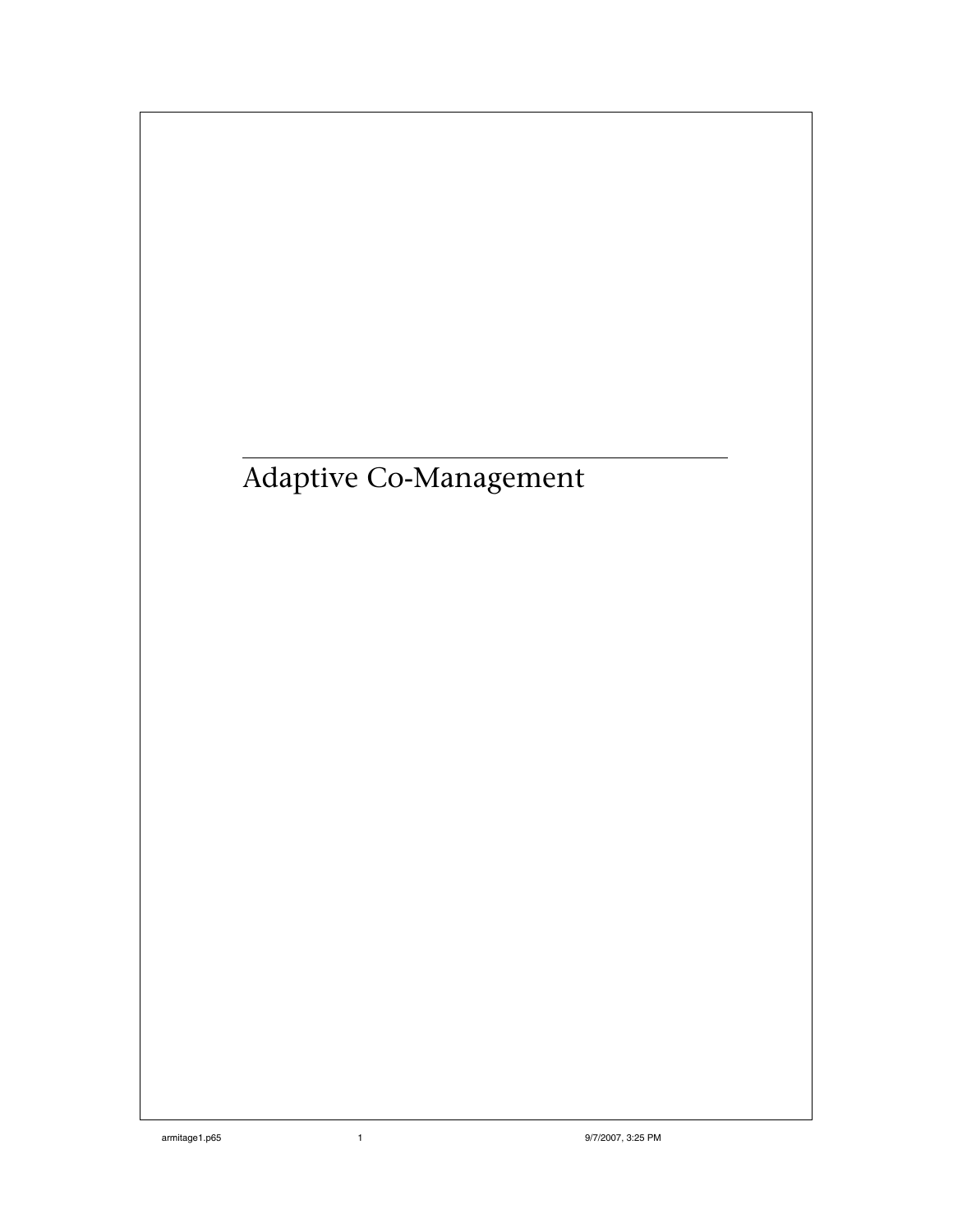# Adaptive Co-Management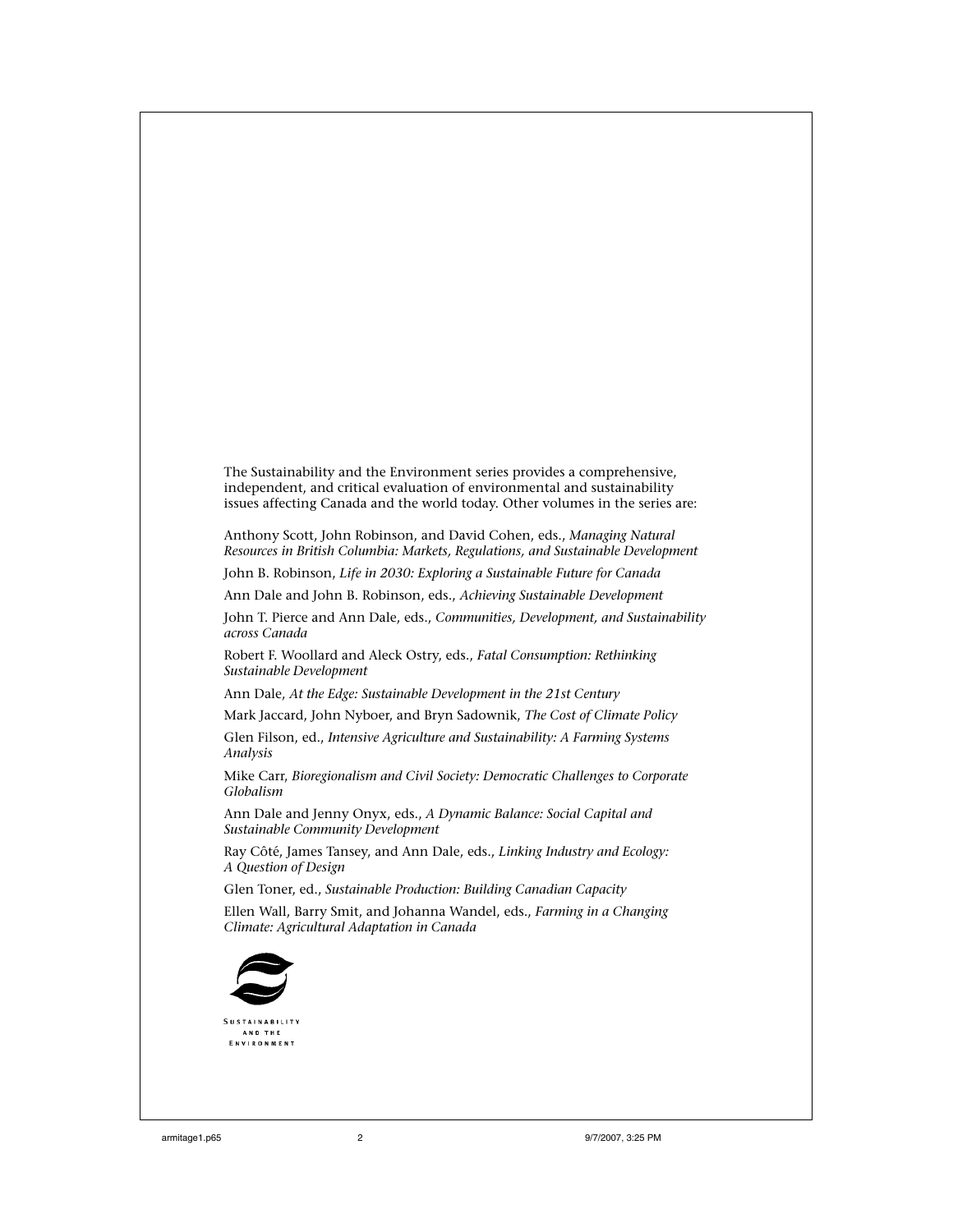The Sustainability and the Environment series provides a comprehensive, independent, and critical evaluation of environmental and sustainability issues affecting Canada and the world today. Other volumes in the series are:

Anthony Scott, John Robinson, and David Cohen, eds., *Managing Natural Resources in British Columbia: Markets, Regulations, and Sustainable Development*

John B. Robinson, *Life in 2030: Exploring a Sustainable Future for Canada*

Ann Dale and John B. Robinson, eds., *Achieving Sustainable Development*

John T. Pierce and Ann Dale, eds., *Communities, Development, and Sustainability across Canada*

Robert F. Woollard and Aleck Ostry, eds., *Fatal Consumption: Rethinking Sustainable Development*

Ann Dale, *At the Edge: Sustainable Development in the 21st Century*

Mark Jaccard, John Nyboer, and Bryn Sadownik, *The Cost of Climate Policy*

Glen Filson, ed., *Intensive Agriculture and Sustainability: A Farming Systems Analysis*

Mike Carr, *Bioregionalism and Civil Society: Democratic Challenges to Corporate Globalism*

Ann Dale and Jenny Onyx, eds., *A Dynamic Balance: Social Capital and Sustainable Community Development*

Ray Côté, James Tansey, and Ann Dale, eds., *Linking Industry and Ecology: A Question of Design*

Glen Toner, ed., *Sustainable Production: Building Canadian Capacity*

Ellen Wall, Barry Smit, and Johanna Wandel, eds., *Farming in a Changing Climate: Agricultural Adaptation in Canada*

SUSTAINABILITY AND THE ENVIRONMENT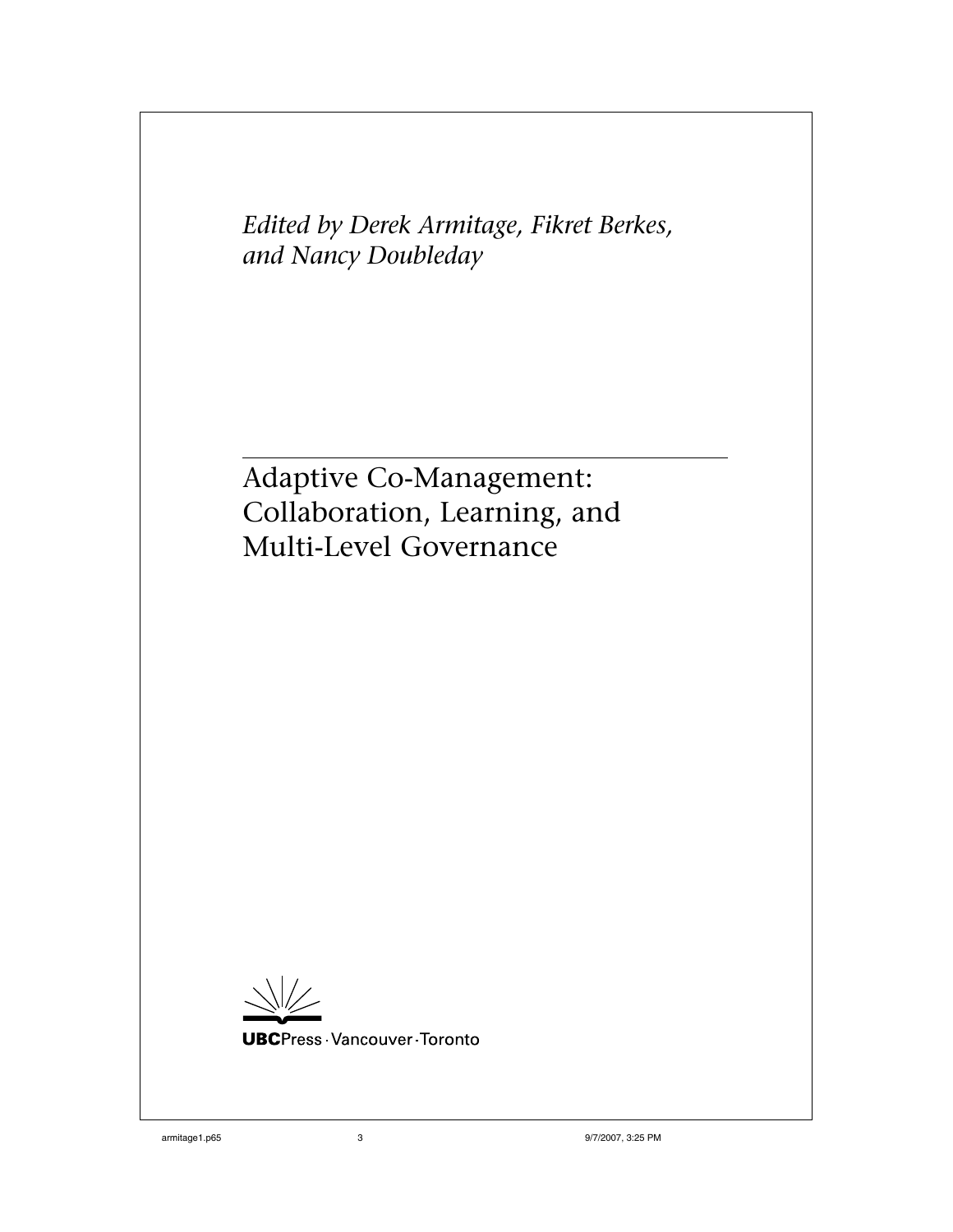*Edited by Derek Armitage, Fikret Berkes, and Nancy Doubleday*

# Adaptive Co-Management: Collaboration, Learning, and Multi-Level Governance

**UBC**Press · Vancouver · Toronto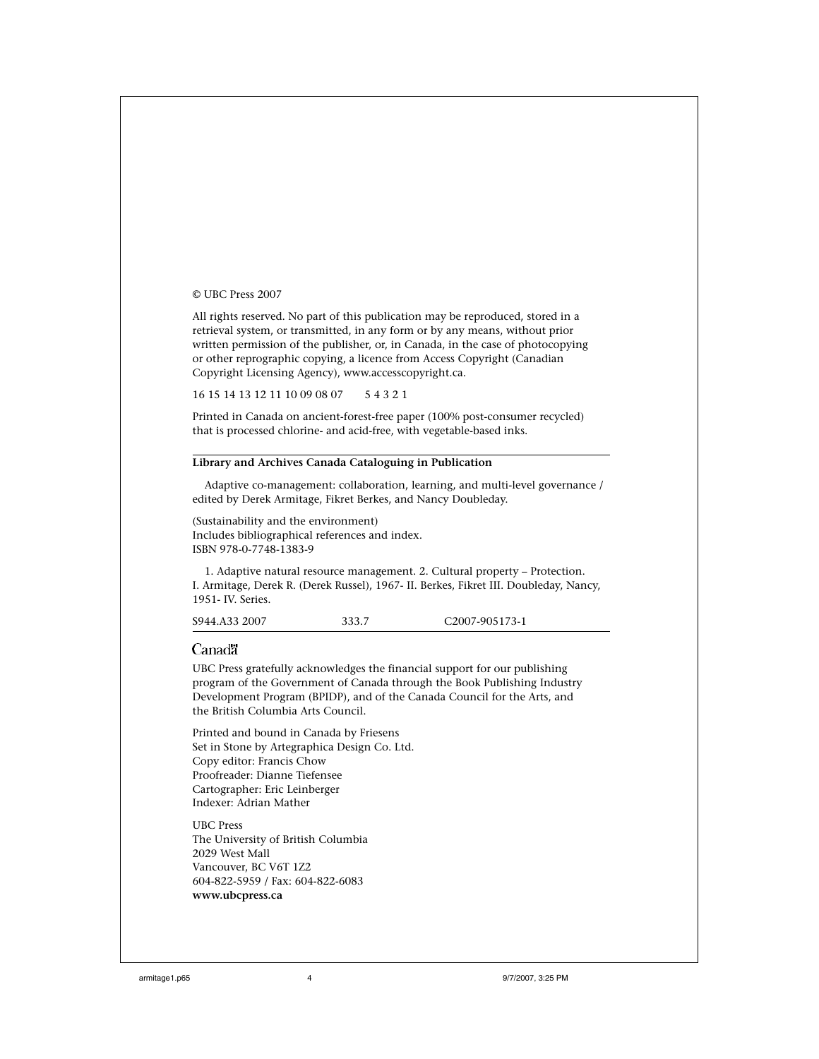© UBC Press 2007

All rights reserved. No part of this publication may be reproduced, stored in a retrieval system, or transmitted, in any form or by any means, without prior written permission of the publisher, or, in Canada, in the case of photocopying or other reprographic copying, a licence from Access Copyright (Canadian Copyright Licensing Agency), www.accesscopyright.ca.

16 15 14 13 12 11 10 09 08 07 5 4 3 2 1

Printed in Canada on ancient-forest-free paper (100% post-consumer recycled) that is processed chlorine- and acid-free, with vegetable-based inks.

---

**Library and Archives Canada Cataloguing in Publication**

Adaptive co-management: collaboration, learning, and multi-level governance / edited by Derek Armitage, Fikret Berkes, and Nancy Doubleday.

(Sustainability and the environment)
Includes bibliographical references and index.
ISBN 978-0-7748-1383-9

1. Adaptive natural resource management. 2. Cultural property – Protection. I. Armitage, Derek R. (Derek Russel), 1967- II. Berkes, Fikret III. Doubleday, Nancy, 1951- IV. Series.

S944.A33 2007 333.7 C2007-905173-1

---

Canada

UBC Press gratefully acknowledges the financial support for our publishing program of the Government of Canada through the Book Publishing Industry Development Program (BPIDP), and of the Canada Council for the Arts, and the British Columbia Arts Council.

Printed and bound in Canada by Friesens
Set in Stone by Artegraphica Design Co. Ltd.
Copy editor: Francis Chow
Proofreader: Dianne Tiefensee
Cartographer: Eric Leinberger
Indexer: Adrian Mather

UBC Press
The University of British Columbia
2029 West Mall
Vancouver, BC V6T 1Z2
604-822-5959 / Fax: 604-822-6083
**www.ubcpress.ca**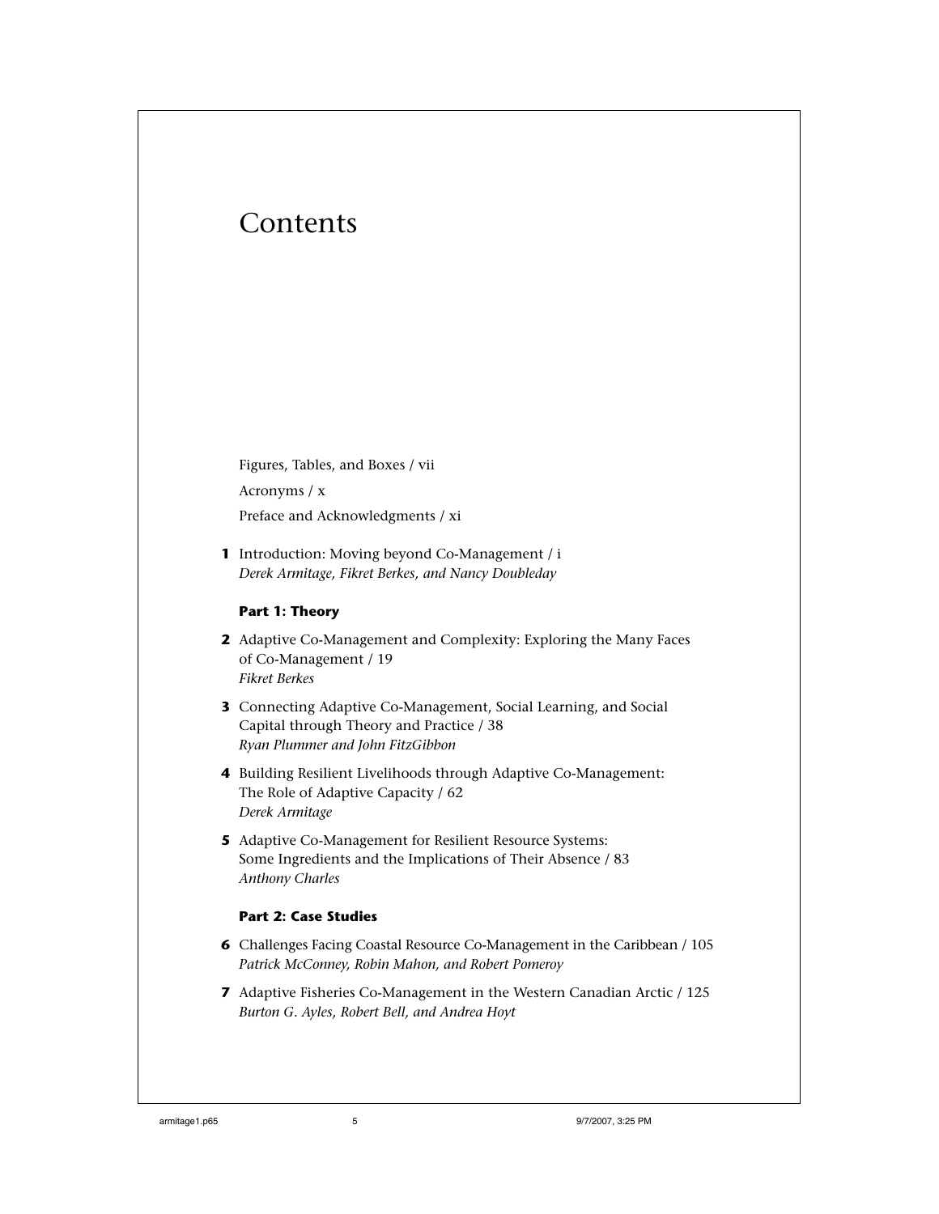# Contents

Figures, Tables, and Boxes / vii

Acronyms / x

Preface and Acknowledgments / xi

**1** Introduction: Moving beyond Co-Management / i
*Derek Armitage, Fikret Berkes, and Nancy Doubleday*

**Part 1: Theory**

**2** Adaptive Co-Management and Complexity: Exploring the Many Faces of Co-Management / 19
*Fikret Berkes*

**3** Connecting Adaptive Co-Management, Social Learning, and Social Capital through Theory and Practice / 38
*Ryan Plummer and John FitzGibbon*

**4** Building Resilient Livelihoods through Adaptive Co-Management: The Role of Adaptive Capacity / 62
*Derek Armitage*

**5** Adaptive Co-Management for Resilient Resource Systems: Some Ingredients and the Implications of Their Absence / 83
*Anthony Charles*

**Part 2: Case Studies**

**6** Challenges Facing Coastal Resource Co-Management in the Caribbean / 105
*Patrick McConney, Robin Mahon, and Robert Pomeroy*

**7** Adaptive Fisheries Co-Management in the Western Canadian Arctic / 125
*Burton G. Ayles, Robert Bell, and Andrea Hoyt*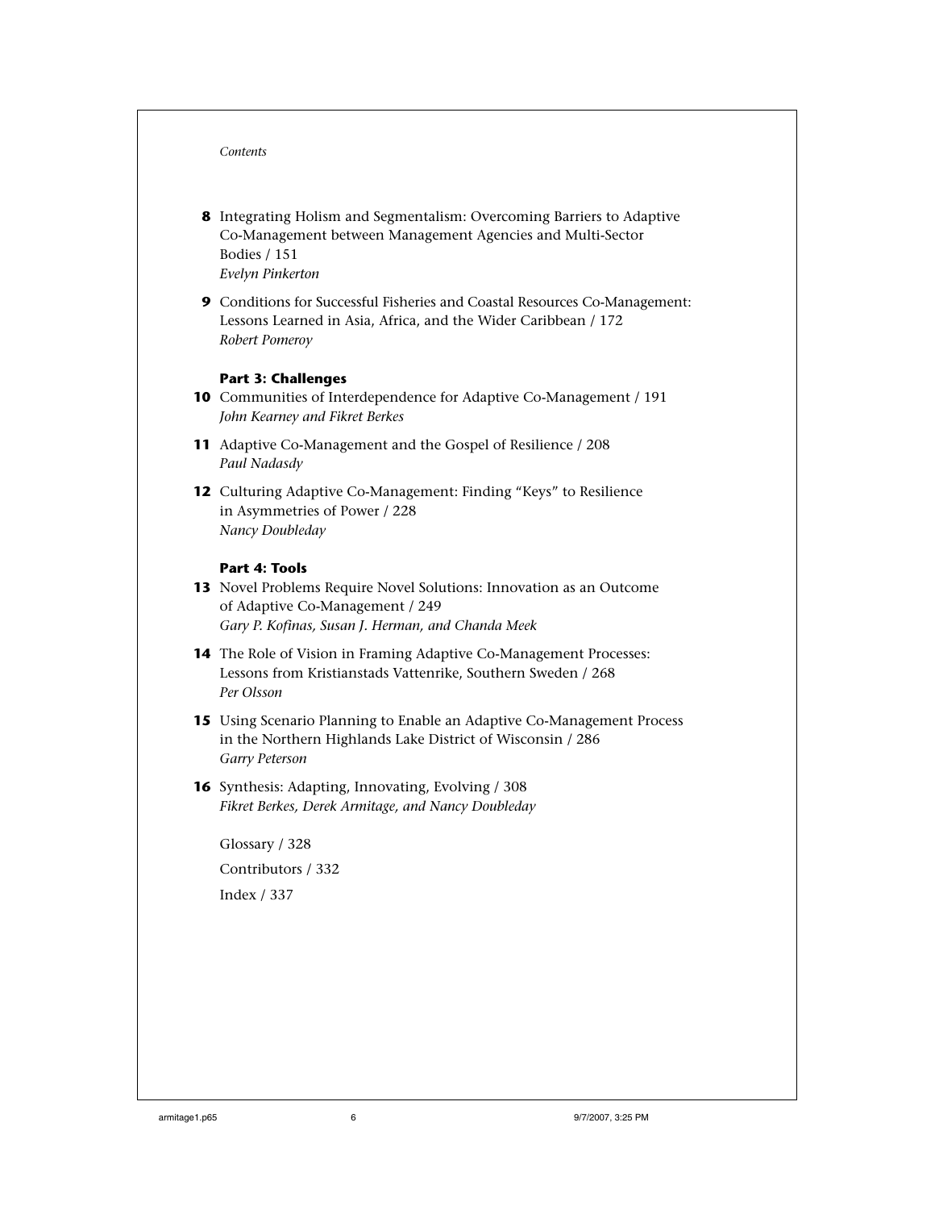**8** Integrating Holism and Segmentalism: Overcoming Barriers to Adaptive Co-Management between Management Agencies and Multi-Sector Bodies / 151
*Evelyn Pinkerton*

**9** Conditions for Successful Fisheries and Coastal Resources Co-Management: Lessons Learned in Asia, Africa, and the Wider Caribbean / 172
*Robert Pomeroy*

### Part 3: Challenges

**10** Communities of Interdependence for Adaptive Co-Management / 191
*John Kearney and Fikret Berkes*

**11** Adaptive Co-Management and the Gospel of Resilience / 208
*Paul Nadasdy*

**12** Culturing Adaptive Co-Management: Finding "Keys" to Resilience in Asymmetries of Power / 228
*Nancy Doubleday*

### Part 4: Tools

**13** Novel Problems Require Novel Solutions: Innovation as an Outcome of Adaptive Co-Management / 249
*Gary P. Kofinas, Susan J. Herman, and Chanda Meek*

**14** The Role of Vision in Framing Adaptive Co-Management Processes: Lessons from Kristianstads Vattenrike, Southern Sweden / 268
*Per Olsson*

**15** Using Scenario Planning to Enable an Adaptive Co-Management Process in the Northern Highlands Lake District of Wisconsin / 286
*Garry Peterson*

**16** Synthesis: Adapting, Innovating, Evolving / 308
*Fikret Berkes, Derek Armitage, and Nancy Doubleday*

Glossary / 328

Contributors / 332

Index / 337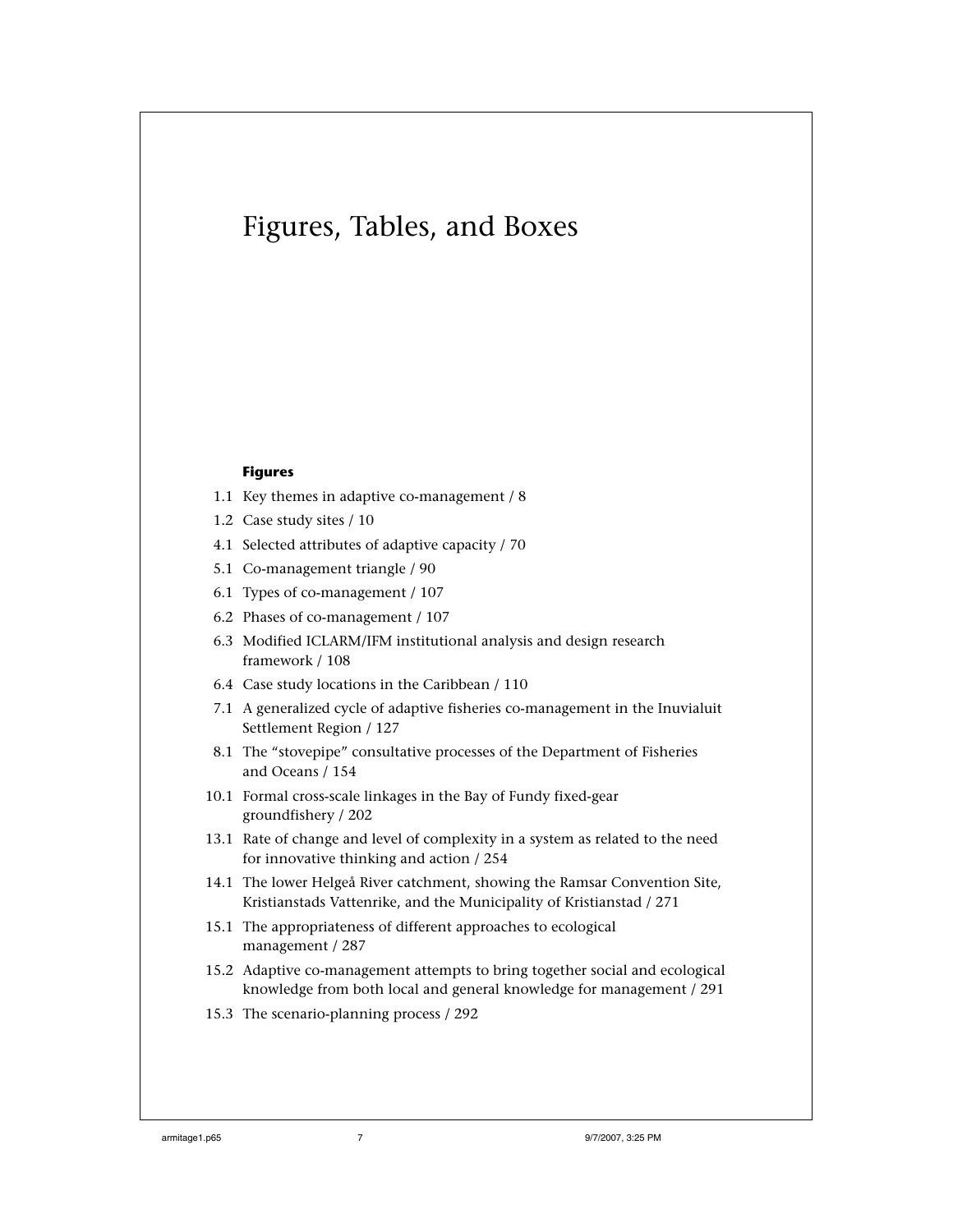# Figures, Tables, and Boxes

**Figures**

1.1 Key themes in adaptive co-management / 8

1.2 Case study sites / 10

4.1 Selected attributes of adaptive capacity / 70

5.1 Co-management triangle / 90

6.1 Types of co-management / 107

6.2 Phases of co-management / 107

6.3 Modified ICLARM/IFM institutional analysis and design research framework / 108

6.4 Case study locations in the Caribbean / 110

7.1 A generalized cycle of adaptive fisheries co-management in the Inuvialuit Settlement Region / 127

8.1 The "stovepipe" consultative processes of the Department of Fisheries and Oceans / 154

10.1 Formal cross-scale linkages in the Bay of Fundy fixed-gear groundfishery / 202

13.1 Rate of change and level of complexity in a system as related to the need for innovative thinking and action / 254

14.1 The lower Helgeå River catchment, showing the Ramsar Convention Site, Kristianstads Vattenrike, and the Municipality of Kristianstad / 271

15.1 The appropriateness of different approaches to ecological management / 287

15.2 Adaptive co-management attempts to bring together social and ecological knowledge from both local and general knowledge for management / 291

15.3 The scenario-planning process / 292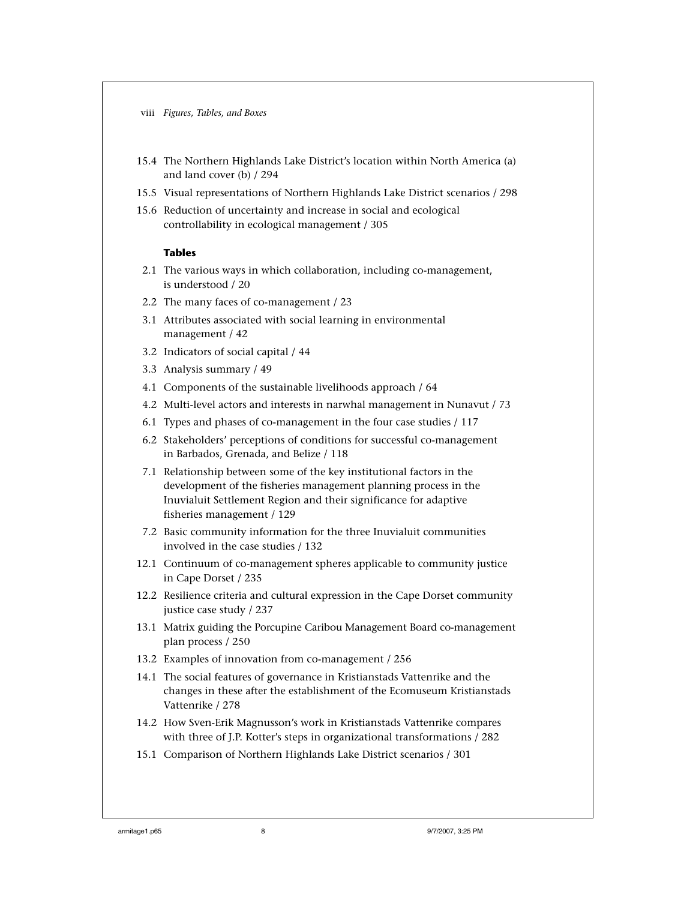15.4 The Northern Highlands Lake District's location within North America (a) and land cover (b) / 294

15.5 Visual representations of Northern Highlands Lake District scenarios / 298

15.6 Reduction of uncertainty and increase in social and ecological controllability in ecological management / 305

### Tables

2.1 The various ways in which collaboration, including co-management, is understood / 20

2.2 The many faces of co-management / 23

3.1 Attributes associated with social learning in environmental management / 42

3.2 Indicators of social capital / 44

3.3 Analysis summary / 49

4.1 Components of the sustainable livelihoods approach / 64

4.2 Multi-level actors and interests in narwhal management in Nunavut / 73

6.1 Types and phases of co-management in the four case studies / 117

6.2 Stakeholders' perceptions of conditions for successful co-management in Barbados, Grenada, and Belize / 118

7.1 Relationship between some of the key institutional factors in the development of the fisheries management planning process in the Inuvialuit Settlement Region and their significance for adaptive fisheries management / 129

7.2 Basic community information for the three Inuvialuit communities involved in the case studies / 132

12.1 Continuum of co-management spheres applicable to community justice in Cape Dorset / 235

12.2 Resilience criteria and cultural expression in the Cape Dorset community justice case study / 237

13.1 Matrix guiding the Porcupine Caribou Management Board co-management plan process / 250

13.2 Examples of innovation from co-management / 256

14.1 The social features of governance in Kristianstads Vattenrike and the changes in these after the establishment of the Ecomuseum Kristianstads Vattenrike / 278

14.2 How Sven-Erik Magnusson's work in Kristianstads Vattenrike compares with three of J.P. Kotter's steps in organizational transformations / 282

15.1 Comparison of Northern Highlands Lake District scenarios / 301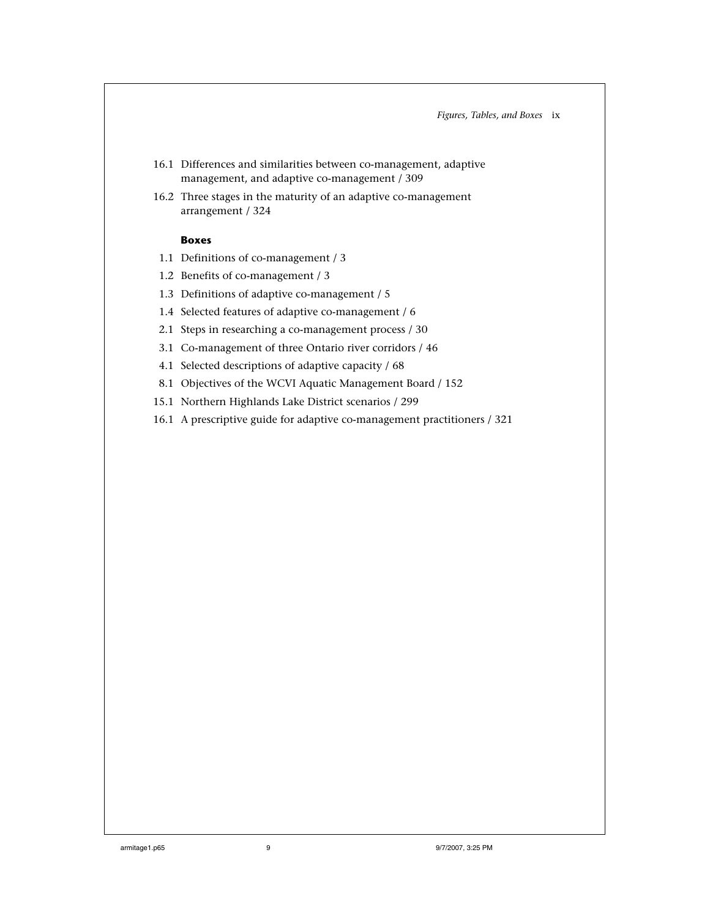16.1 Differences and similarities between co-management, adaptive management, and adaptive co-management / 309

16.2 Three stages in the maturity of an adaptive co-management arrangement / 324

**Boxes**

1.1 Definitions of co-management / 3

1.2 Benefits of co-management / 3

1.3 Definitions of adaptive co-management / 5

1.4 Selected features of adaptive co-management / 6

2.1 Steps in researching a co-management process / 30

3.1 Co-management of three Ontario river corridors / 46

4.1 Selected descriptions of adaptive capacity / 68

8.1 Objectives of the WCVI Aquatic Management Board / 152

15.1 Northern Highlands Lake District scenarios / 299

16.1 A prescriptive guide for adaptive co-management practitioners / 321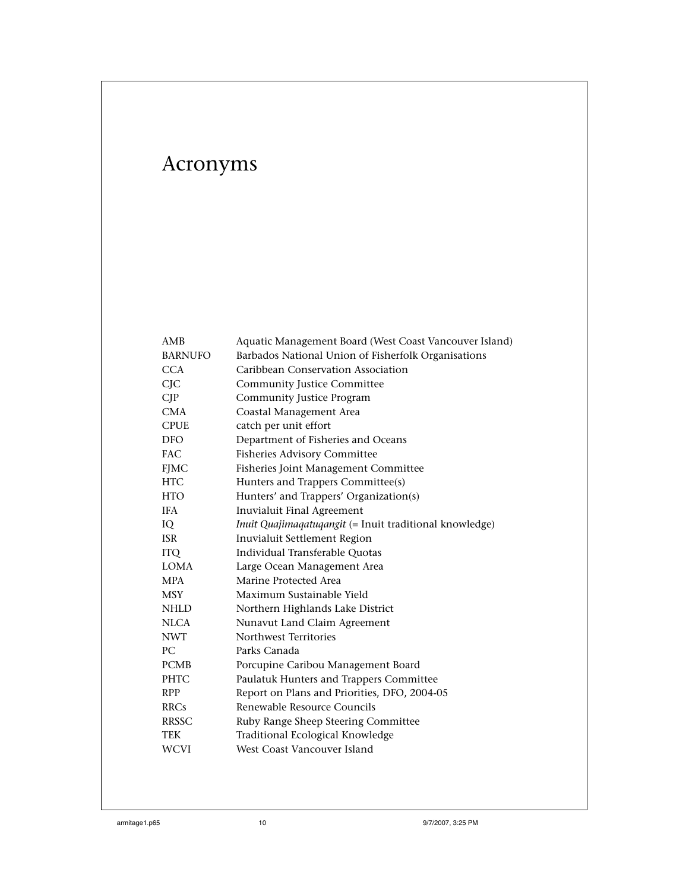# Acronyms

| | |
|---|---|
| AMB | Aquatic Management Board (West Coast Vancouver Island) |
| BARNUFO | Barbados National Union of Fisherfolk Organisations |
| CCA | Caribbean Conservation Association |
| CJC | Community Justice Committee |
| CJP | Community Justice Program |
| CMA | Coastal Management Area |
| CPUE | catch per unit effort |
| DFO | Department of Fisheries and Oceans |
| FAC | Fisheries Advisory Committee |
| FJMC | Fisheries Joint Management Committee |
| HTC | Hunters and Trappers Committee(s) |
| HTO | Hunters' and Trappers' Organization(s) |
| IFA | Inuvialuit Final Agreement |
| IQ | *Inuit Quajimaqatuqangit* (= Inuit traditional knowledge) |
| ISR | Inuvialuit Settlement Region |
| ITQ | Individual Transferable Quotas |
| LOMA | Large Ocean Management Area |
| MPA | Marine Protected Area |
| MSY | Maximum Sustainable Yield |
| NHLD | Northern Highlands Lake District |
| NLCA | Nunavut Land Claim Agreement |
| NWT | Northwest Territories |
| PC | Parks Canada |
| PCMB | Porcupine Caribou Management Board |
| PHTC | Paulatuk Hunters and Trappers Committee |
| RPP | Report on Plans and Priorities, DFO, 2004-05 |
| RRCs | Renewable Resource Councils |
| RRSSC | Ruby Range Sheep Steering Committee |
| TEK | Traditional Ecological Knowledge |
| WCVI | West Coast Vancouver Island |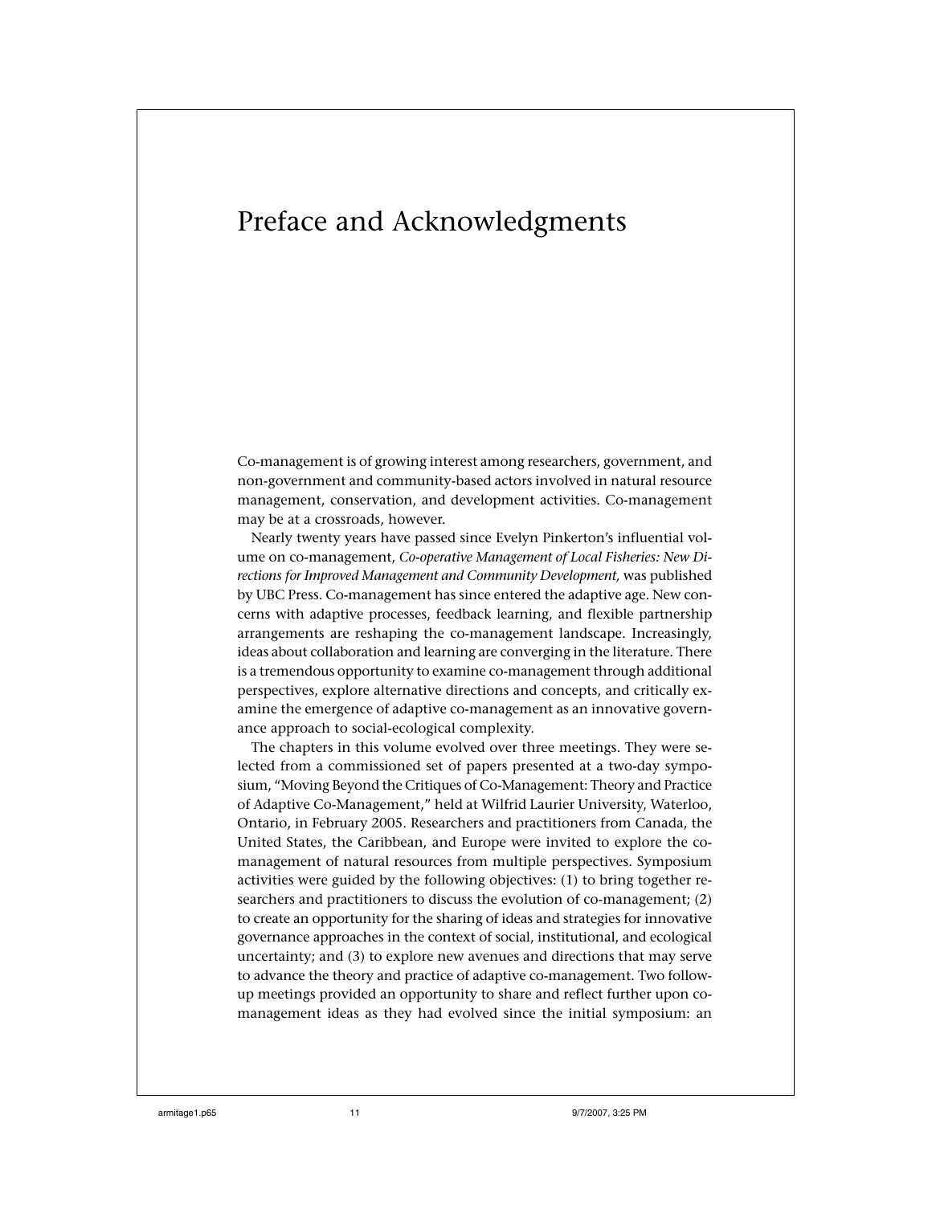# Preface and Acknowledgments

Co-management is of growing interest among researchers, government, and non-government and community-based actors involved in natural resource management, conservation, and development activities. Co-management may be at a crossroads, however.

Nearly twenty years have passed since Evelyn Pinkerton's influential volume on co-management, *Co-operative Management of Local Fisheries: New Directions for Improved Management and Community Development,* was published by UBC Press. Co-management has since entered the adaptive age. New concerns with adaptive processes, feedback learning, and flexible partnership arrangements are reshaping the co-management landscape. Increasingly, ideas about collaboration and learning are converging in the literature. There is a tremendous opportunity to examine co-management through additional perspectives, explore alternative directions and concepts, and critically examine the emergence of adaptive co-management as an innovative governance approach to social-ecological complexity.

The chapters in this volume evolved over three meetings. They were selected from a commissioned set of papers presented at a two-day symposium, "Moving Beyond the Critiques of Co-Management: Theory and Practice of Adaptive Co-Management," held at Wilfrid Laurier University, Waterloo, Ontario, in February 2005. Researchers and practitioners from Canada, the United States, the Caribbean, and Europe were invited to explore the co-management of natural resources from multiple perspectives. Symposium activities were guided by the following objectives: (1) to bring together researchers and practitioners to discuss the evolution of co-management; (2) to create an opportunity for the sharing of ideas and strategies for innovative governance approaches in the context of social, institutional, and ecological uncertainty; and (3) to explore new avenues and directions that may serve to advance the theory and practice of adaptive co-management. Two follow-up meetings provided an opportunity to share and reflect further upon co-management ideas as they had evolved since the initial symposium: an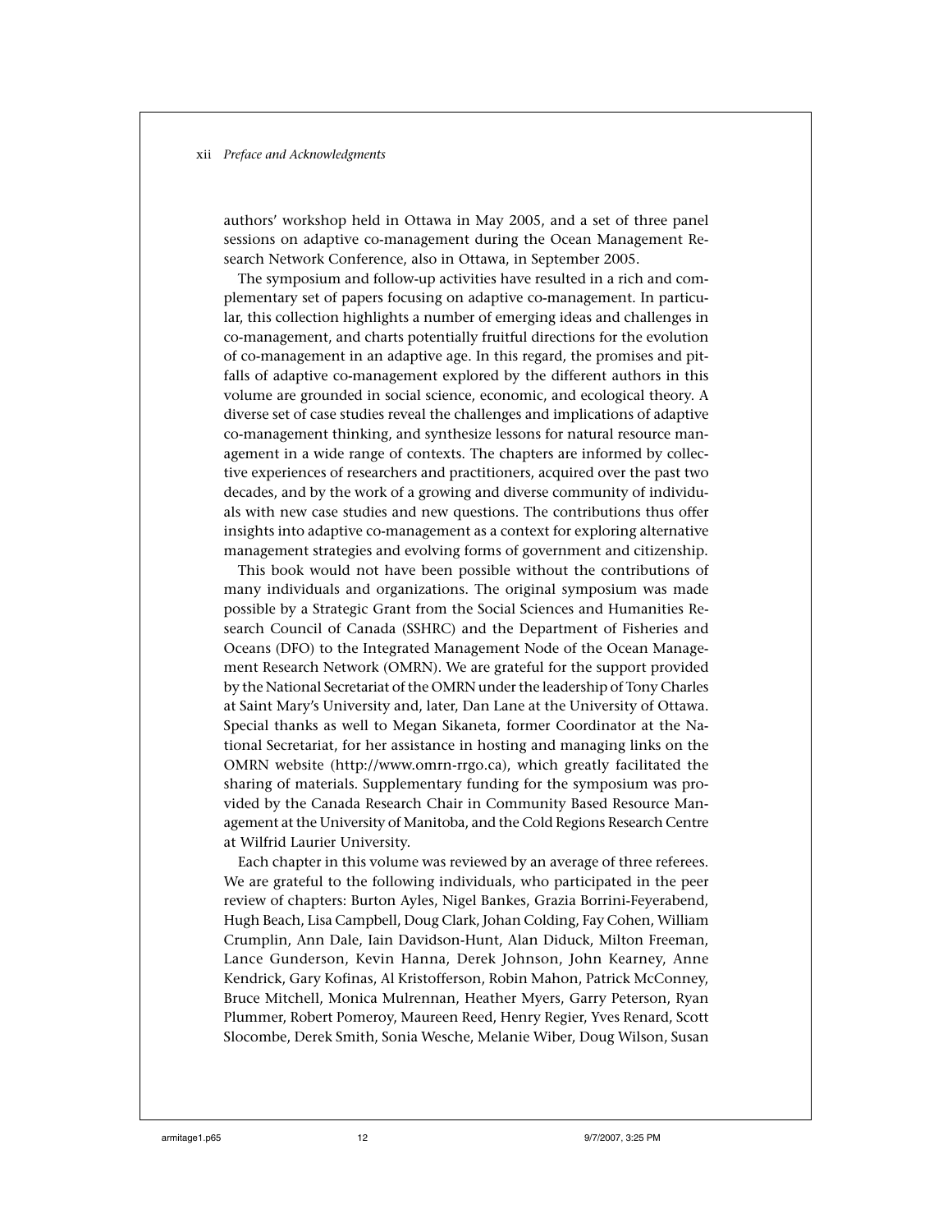authors' workshop held in Ottawa in May 2005, and a set of three panel sessions on adaptive co-management during the Ocean Management Research Network Conference, also in Ottawa, in September 2005.

The symposium and follow-up activities have resulted in a rich and complementary set of papers focusing on adaptive co-management. In particular, this collection highlights a number of emerging ideas and challenges in co-management, and charts potentially fruitful directions for the evolution of co-management in an adaptive age. In this regard, the promises and pitfalls of adaptive co-management explored by the different authors in this volume are grounded in social science, economic, and ecological theory. A diverse set of case studies reveal the challenges and implications of adaptive co-management thinking, and synthesize lessons for natural resource management in a wide range of contexts. The chapters are informed by collective experiences of researchers and practitioners, acquired over the past two decades, and by the work of a growing and diverse community of individuals with new case studies and new questions. The contributions thus offer insights into adaptive co-management as a context for exploring alternative management strategies and evolving forms of government and citizenship.

This book would not have been possible without the contributions of many individuals and organizations. The original symposium was made possible by a Strategic Grant from the Social Sciences and Humanities Research Council of Canada (SSHRC) and the Department of Fisheries and Oceans (DFO) to the Integrated Management Node of the Ocean Management Research Network (OMRN). We are grateful for the support provided by the National Secretariat of the OMRN under the leadership of Tony Charles at Saint Mary's University and, later, Dan Lane at the University of Ottawa. Special thanks as well to Megan Sikaneta, former Coordinator at the National Secretariat, for her assistance in hosting and managing links on the OMRN website (http://www.omrn-rrgo.ca), which greatly facilitated the sharing of materials. Supplementary funding for the symposium was provided by the Canada Research Chair in Community Based Resource Management at the University of Manitoba, and the Cold Regions Research Centre at Wilfrid Laurier University.

Each chapter in this volume was reviewed by an average of three referees. We are grateful to the following individuals, who participated in the peer review of chapters: Burton Ayles, Nigel Bankes, Grazia Borrini-Feyerabend, Hugh Beach, Lisa Campbell, Doug Clark, Johan Colding, Fay Cohen, William Crumplin, Ann Dale, Iain Davidson-Hunt, Alan Diduck, Milton Freeman, Lance Gunderson, Kevin Hanna, Derek Johnson, John Kearney, Anne Kendrick, Gary Kofinas, Al Kristofferson, Robin Mahon, Patrick McConney, Bruce Mitchell, Monica Mulrennan, Heather Myers, Garry Peterson, Ryan Plummer, Robert Pomeroy, Maureen Reed, Henry Regier, Yves Renard, Scott Slocombe, Derek Smith, Sonia Wesche, Melanie Wiber, Doug Wilson, Susan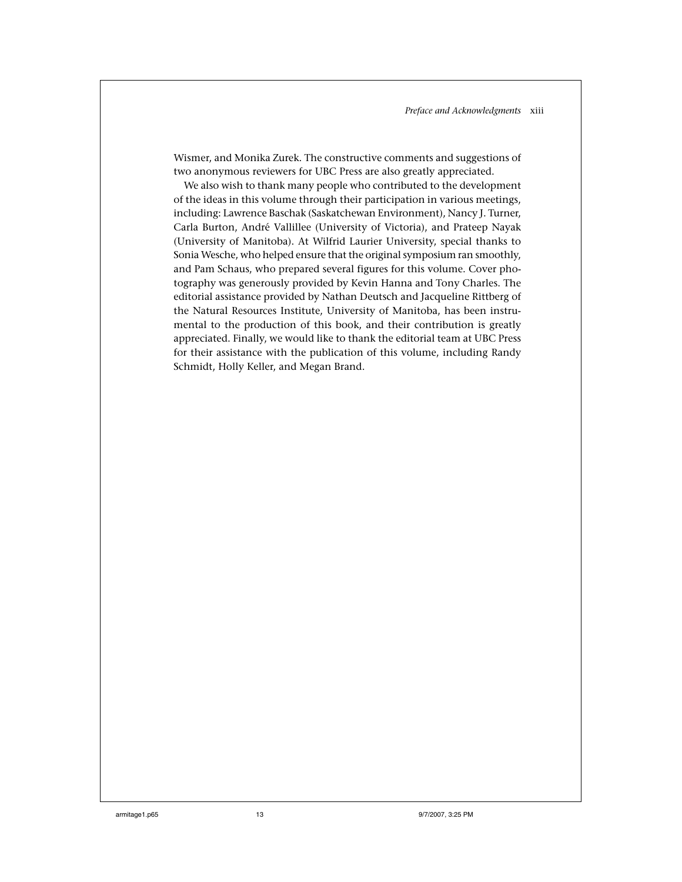Wismer, and Monika Zurek. The constructive comments and suggestions of two anonymous reviewers for UBC Press are also greatly appreciated.

We also wish to thank many people who contributed to the development of the ideas in this volume through their participation in various meetings, including: Lawrence Baschak (Saskatchewan Environment), Nancy J. Turner, Carla Burton, André Vallillee (University of Victoria), and Prateep Nayak (University of Manitoba). At Wilfrid Laurier University, special thanks to Sonia Wesche, who helped ensure that the original symposium ran smoothly, and Pam Schaus, who prepared several figures for this volume. Cover photography was generously provided by Kevin Hanna and Tony Charles. The editorial assistance provided by Nathan Deutsch and Jacqueline Rittberg of the Natural Resources Institute, University of Manitoba, has been instrumental to the production of this book, and their contribution is greatly appreciated. Finally, we would like to thank the editorial team at UBC Press for their assistance with the publication of this volume, including Randy Schmidt, Holly Keller, and Megan Brand.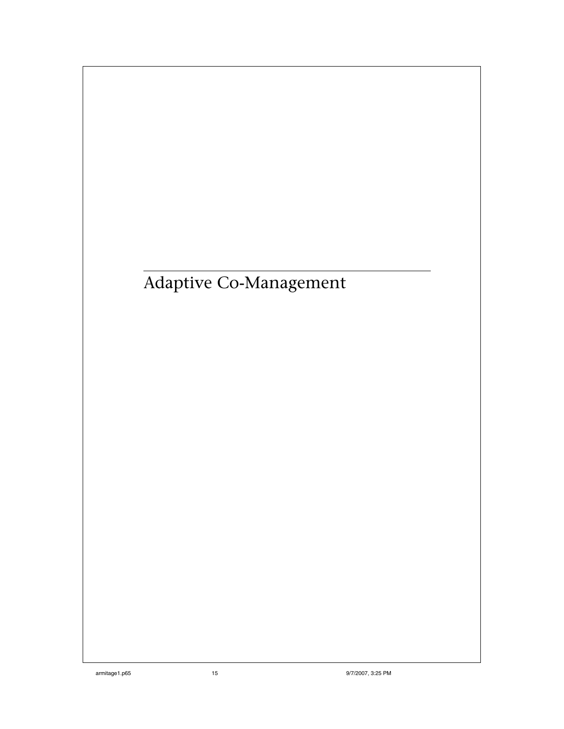# Adaptive Co-Management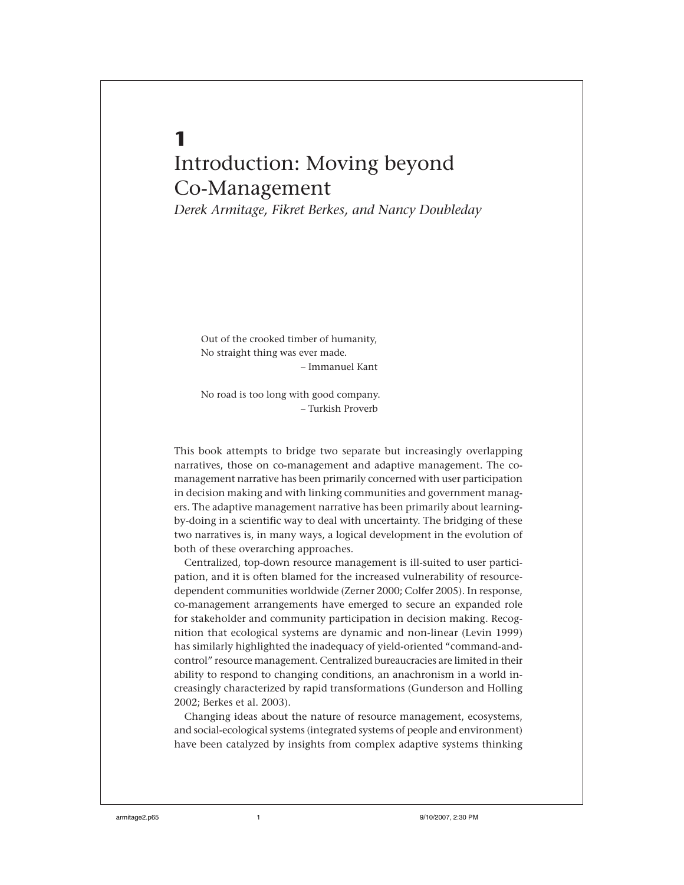# 1
# Introduction: Moving beyond Co-Management

*Derek Armitage, Fikret Berkes, and Nancy Doubleday*

> Out of the crooked timber of humanity,
> No straight thing was ever made.
> – Immanuel Kant
>
> No road is too long with good company.
> – Turkish Proverb

This book attempts to bridge two separate but increasingly overlapping narratives, those on co-management and adaptive management. The co-management narrative has been primarily concerned with user participation in decision making and with linking communities and government managers. The adaptive management narrative has been primarily about learning-by-doing in a scientific way to deal with uncertainty. The bridging of these two narratives is, in many ways, a logical development in the evolution of both of these overarching approaches.

Centralized, top-down resource management is ill-suited to user participation, and it is often blamed for the increased vulnerability of resource-dependent communities worldwide (Zerner 2000; Colfer 2005). In response, co-management arrangements have emerged to secure an expanded role for stakeholder and community participation in decision making. Recognition that ecological systems are dynamic and non-linear (Levin 1999) has similarly highlighted the inadequacy of yield-oriented "command-and-control" resource management. Centralized bureaucracies are limited in their ability to respond to changing conditions, an anachronism in a world increasingly characterized by rapid transformations (Gunderson and Holling 2002; Berkes et al. 2003).

Changing ideas about the nature of resource management, ecosystems, and social-ecological systems (integrated systems of people and environment) have been catalyzed by insights from complex adaptive systems thinking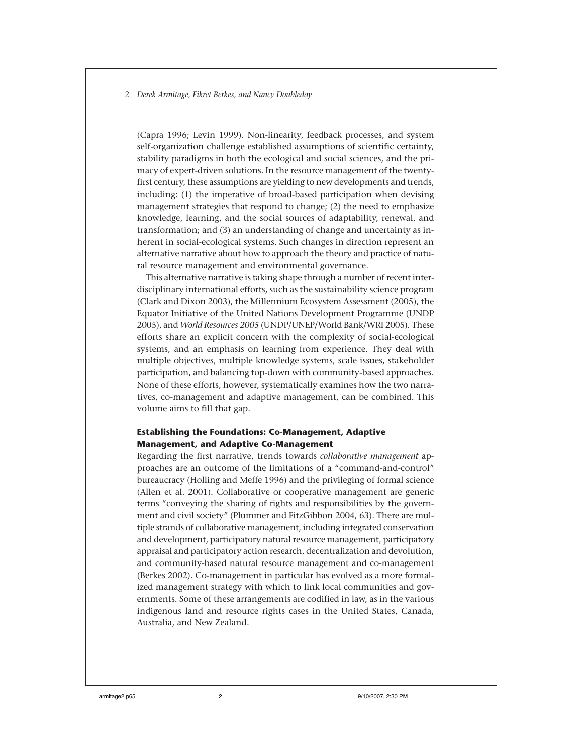(Capra 1996; Levin 1999). Non-linearity, feedback processes, and system self-organization challenge established assumptions of scientific certainty, stability paradigms in both the ecological and social sciences, and the primacy of expert-driven solutions. In the resource management of the twenty-first century, these assumptions are yielding to new developments and trends, including: (1) the imperative of broad-based participation when devising management strategies that respond to change; (2) the need to emphasize knowledge, learning, and the social sources of adaptability, renewal, and transformation; and (3) an understanding of change and uncertainty as inherent in social-ecological systems. Such changes in direction represent an alternative narrative about how to approach the theory and practice of natural resource management and environmental governance.

This alternative narrative is taking shape through a number of recent interdisciplinary international efforts, such as the sustainability science program (Clark and Dixon 2003), the Millennium Ecosystem Assessment (2005), the Equator Initiative of the United Nations Development Programme (UNDP 2005), and *World Resources 2005* (UNDP/UNEP/World Bank/WRI 2005). These efforts share an explicit concern with the complexity of social-ecological systems, and an emphasis on learning from experience. They deal with multiple objectives, multiple knowledge systems, scale issues, stakeholder participation, and balancing top-down with community-based approaches. None of these efforts, however, systematically examines how the two narratives, co-management and adaptive management, can be combined. This volume aims to fill that gap.

## Establishing the Foundations: Co-Management, Adaptive Management, and Adaptive Co-Management

Regarding the first narrative, trends towards *collaborative management* approaches are an outcome of the limitations of a "command-and-control" bureaucracy (Holling and Meffe 1996) and the privileging of formal science (Allen et al. 2001). Collaborative or cooperative management are generic terms "conveying the sharing of rights and responsibilities by the government and civil society" (Plummer and FitzGibbon 2004, 63). There are multiple strands of collaborative management, including integrated conservation and development, participatory natural resource management, participatory appraisal and participatory action research, decentralization and devolution, and community-based natural resource management and co-management (Berkes 2002). Co-management in particular has evolved as a more formalized management strategy with which to link local communities and governments. Some of these arrangements are codified in law, as in the various indigenous land and resource rights cases in the United States, Canada, Australia, and New Zealand.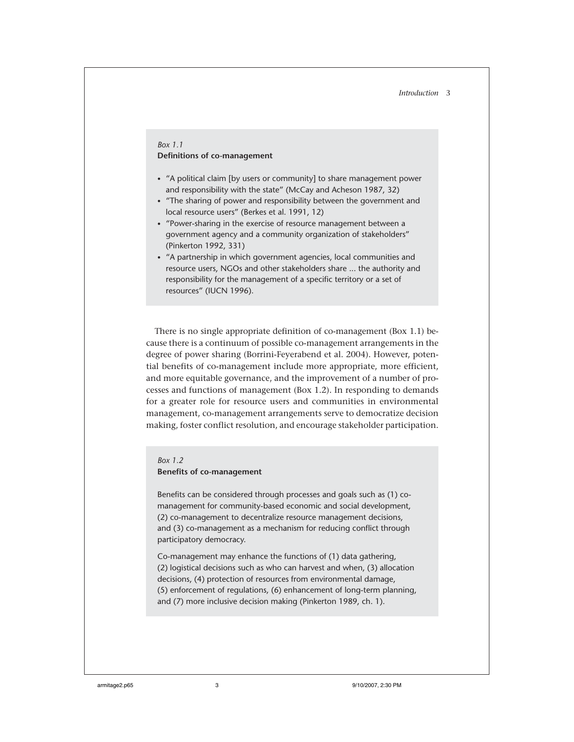*Box 1.1*
**Definitions of co-management**

- "A political claim [by users or community] to share management power and responsibility with the state" (McCay and Acheson 1987, 32)
- "The sharing of power and responsibility between the government and local resource users" (Berkes et al. 1991, 12)
- "Power-sharing in the exercise of resource management between a government agency and a community organization of stakeholders" (Pinkerton 1992, 331)
- "A partnership in which government agencies, local communities and resource users, NGOs and other stakeholders share ... the authority and responsibility for the management of a specific territory or a set of resources" (IUCN 1996).

There is no single appropriate definition of co-management (Box 1.1) because there is a continuum of possible co-management arrangements in the degree of power sharing (Borrini-Feyerabend et al. 2004). However, potential benefits of co-management include more appropriate, more efficient, and more equitable governance, and the improvement of a number of processes and functions of management (Box 1.2). In responding to demands for a greater role for resource users and communities in environmental management, co-management arrangements serve to democratize decision making, foster conflict resolution, and encourage stakeholder participation.

*Box 1.2*
**Benefits of co-management**

Benefits can be considered through processes and goals such as (1) co-management for community-based economic and social development, (2) co-management to decentralize resource management decisions, and (3) co-management as a mechanism for reducing conflict through participatory democracy.

Co-management may enhance the functions of (1) data gathering, (2) logistical decisions such as who can harvest and when, (3) allocation decisions, (4) protection of resources from environmental damage, (5) enforcement of regulations, (6) enhancement of long-term planning, and (7) more inclusive decision making (Pinkerton 1989, ch. 1).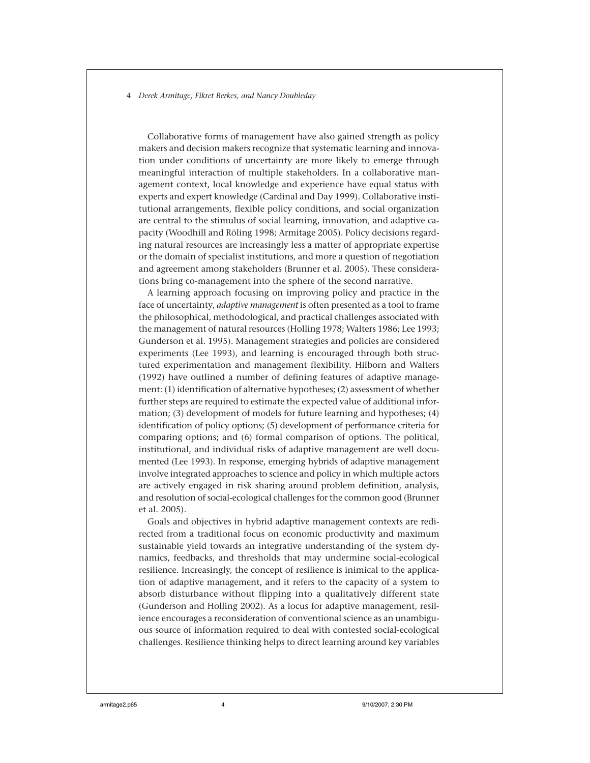Collaborative forms of management have also gained strength as policy makers and decision makers recognize that systematic learning and innovation under conditions of uncertainty are more likely to emerge through meaningful interaction of multiple stakeholders. In a collaborative management context, local knowledge and experience have equal status with experts and expert knowledge (Cardinal and Day 1999). Collaborative institutional arrangements, flexible policy conditions, and social organization are central to the stimulus of social learning, innovation, and adaptive capacity (Woodhill and Röling 1998; Armitage 2005). Policy decisions regarding natural resources are increasingly less a matter of appropriate expertise or the domain of specialist institutions, and more a question of negotiation and agreement among stakeholders (Brunner et al. 2005). These considerations bring co-management into the sphere of the second narrative.

A learning approach focusing on improving policy and practice in the face of uncertainty, *adaptive management* is often presented as a tool to frame the philosophical, methodological, and practical challenges associated with the management of natural resources (Holling 1978; Walters 1986; Lee 1993; Gunderson et al. 1995). Management strategies and policies are considered experiments (Lee 1993), and learning is encouraged through both structured experimentation and management flexibility. Hilborn and Walters (1992) have outlined a number of defining features of adaptive management: (1) identification of alternative hypotheses; (2) assessment of whether further steps are required to estimate the expected value of additional information; (3) development of models for future learning and hypotheses; (4) identification of policy options; (5) development of performance criteria for comparing options; and (6) formal comparison of options. The political, institutional, and individual risks of adaptive management are well documented (Lee 1993). In response, emerging hybrids of adaptive management involve integrated approaches to science and policy in which multiple actors are actively engaged in risk sharing around problem definition, analysis, and resolution of social-ecological challenges for the common good (Brunner et al. 2005).

Goals and objectives in hybrid adaptive management contexts are redirected from a traditional focus on economic productivity and maximum sustainable yield towards an integrative understanding of the system dynamics, feedbacks, and thresholds that may undermine social-ecological resilience. Increasingly, the concept of resilience is inimical to the application of adaptive management, and it refers to the capacity of a system to absorb disturbance without flipping into a qualitatively different state (Gunderson and Holling 2002). As a locus for adaptive management, resilience encourages a reconsideration of conventional science as an unambiguous source of information required to deal with contested social-ecological challenges. Resilience thinking helps to direct learning around key variables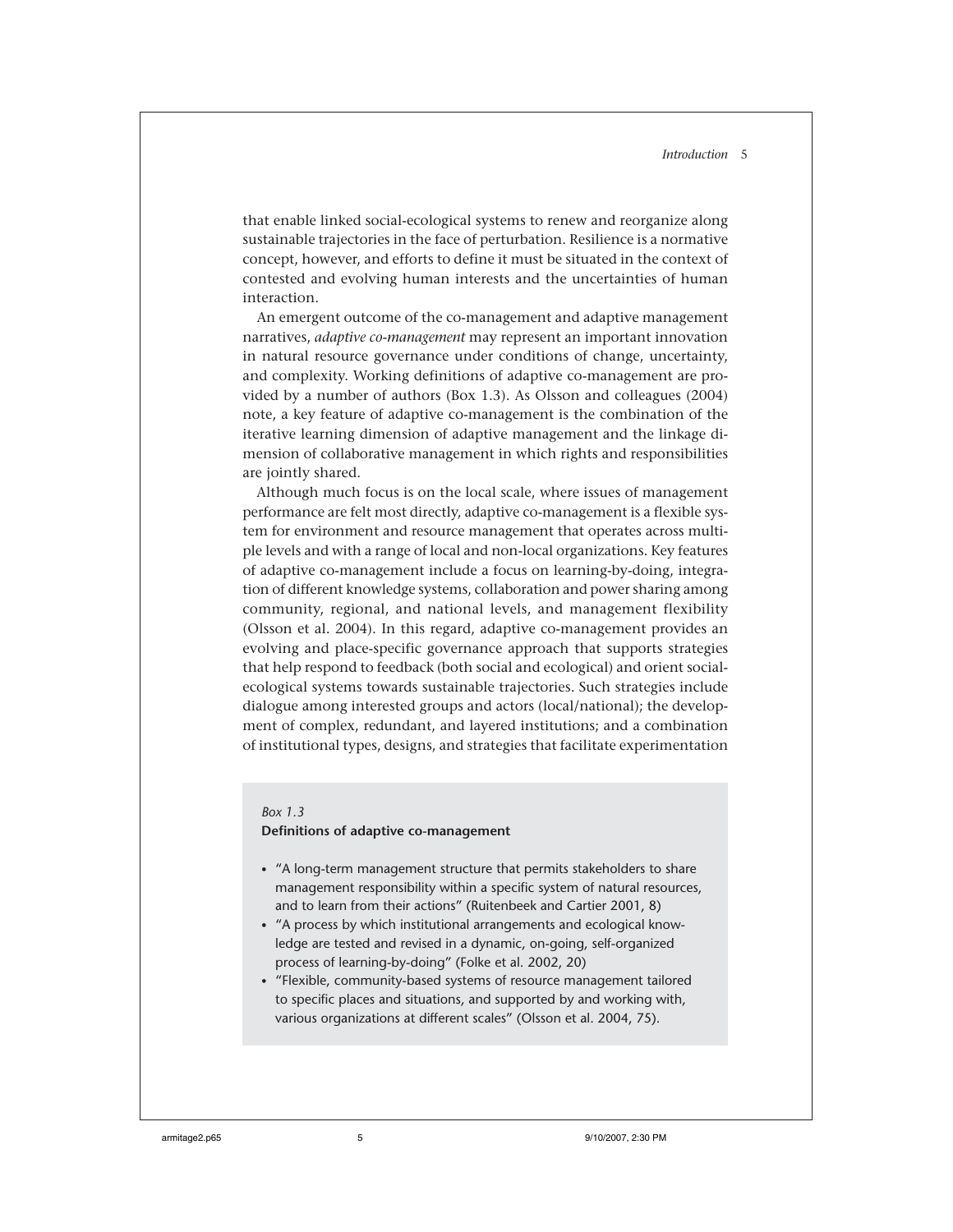that enable linked social-ecological systems to renew and reorganize along sustainable trajectories in the face of perturbation. Resilience is a normative concept, however, and efforts to define it must be situated in the context of contested and evolving human interests and the uncertainties of human interaction.

An emergent outcome of the co-management and adaptive management narratives, *adaptive co-management* may represent an important innovation in natural resource governance under conditions of change, uncertainty, and complexity. Working definitions of adaptive co-management are provided by a number of authors (Box 1.3). As Olsson and colleagues (2004) note, a key feature of adaptive co-management is the combination of the iterative learning dimension of adaptive management and the linkage dimension of collaborative management in which rights and responsibilities are jointly shared.

Although much focus is on the local scale, where issues of management performance are felt most directly, adaptive co-management is a flexible system for environment and resource management that operates across multiple levels and with a range of local and non-local organizations. Key features of adaptive co-management include a focus on learning-by-doing, integration of different knowledge systems, collaboration and power sharing among community, regional, and national levels, and management flexibility (Olsson et al. 2004). In this regard, adaptive co-management provides an evolving and place-specific governance approach that supports strategies that help respond to feedback (both social and ecological) and orient social-ecological systems towards sustainable trajectories. Such strategies include dialogue among interested groups and actors (local/national); the development of complex, redundant, and layered institutions; and a combination of institutional types, designs, and strategies that facilitate experimentation

*Box 1.3*

**Definitions of adaptive co-management**

- "A long-term management structure that permits stakeholders to share management responsibility within a specific system of natural resources, and to learn from their actions" (Ruitenbeek and Cartier 2001, 8)
- "A process by which institutional arrangements and ecological knowledge are tested and revised in a dynamic, on-going, self-organized process of learning-by-doing" (Folke et al. 2002, 20)
- "Flexible, community-based systems of resource management tailored to specific places and situations, and supported by and working with, various organizations at different scales" (Olsson et al. 2004, 75).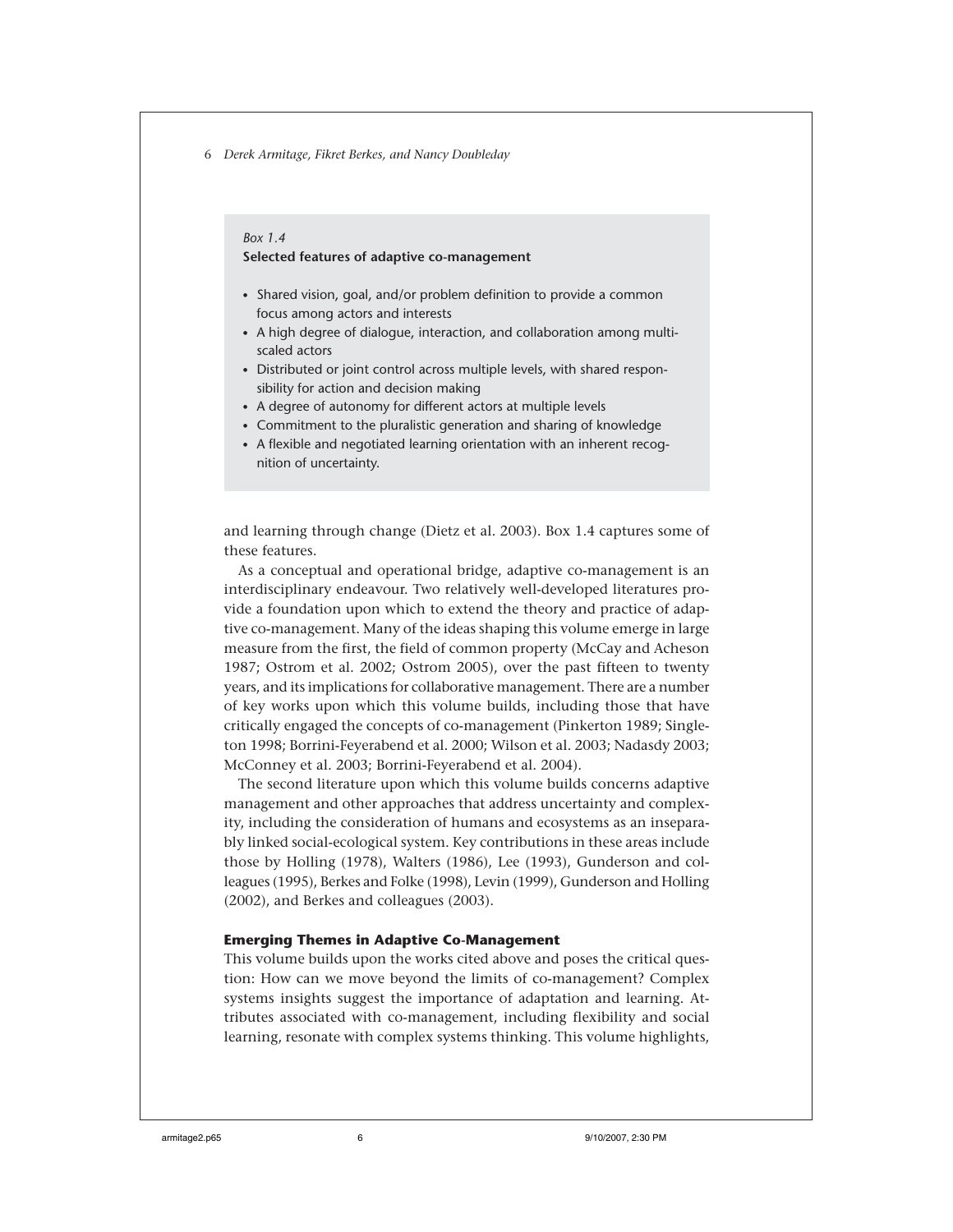*Box 1.4*

**Selected features of adaptive co-management**

- Shared vision, goal, and/or problem definition to provide a common focus among actors and interests
- A high degree of dialogue, interaction, and collaboration among multi-scaled actors
- Distributed or joint control across multiple levels, with shared responsibility for action and decision making
- A degree of autonomy for different actors at multiple levels
- Commitment to the pluralistic generation and sharing of knowledge
- A flexible and negotiated learning orientation with an inherent recognition of uncertainty.

and learning through change (Dietz et al. 2003). Box 1.4 captures some of these features.

As a conceptual and operational bridge, adaptive co-management is an interdisciplinary endeavour. Two relatively well-developed literatures provide a foundation upon which to extend the theory and practice of adaptive co-management. Many of the ideas shaping this volume emerge in large measure from the first, the field of common property (McCay and Acheson 1987; Ostrom et al. 2002; Ostrom 2005), over the past fifteen to twenty years, and its implications for collaborative management. There are a number of key works upon which this volume builds, including those that have critically engaged the concepts of co-management (Pinkerton 1989; Singleton 1998; Borrini-Feyerabend et al. 2000; Wilson et al. 2003; Nadasdy 2003; McConney et al. 2003; Borrini-Feyerabend et al. 2004).

The second literature upon which this volume builds concerns adaptive management and other approaches that address uncertainty and complexity, including the consideration of humans and ecosystems as an inseparably linked social-ecological system. Key contributions in these areas include those by Holling (1978), Walters (1986), Lee (1993), Gunderson and colleagues (1995), Berkes and Folke (1998), Levin (1999), Gunderson and Holling (2002), and Berkes and colleagues (2003).

### Emerging Themes in Adaptive Co-Management

This volume builds upon the works cited above and poses the critical question: How can we move beyond the limits of co-management? Complex systems insights suggest the importance of adaptation and learning. Attributes associated with co-management, including flexibility and social learning, resonate with complex systems thinking. This volume highlights,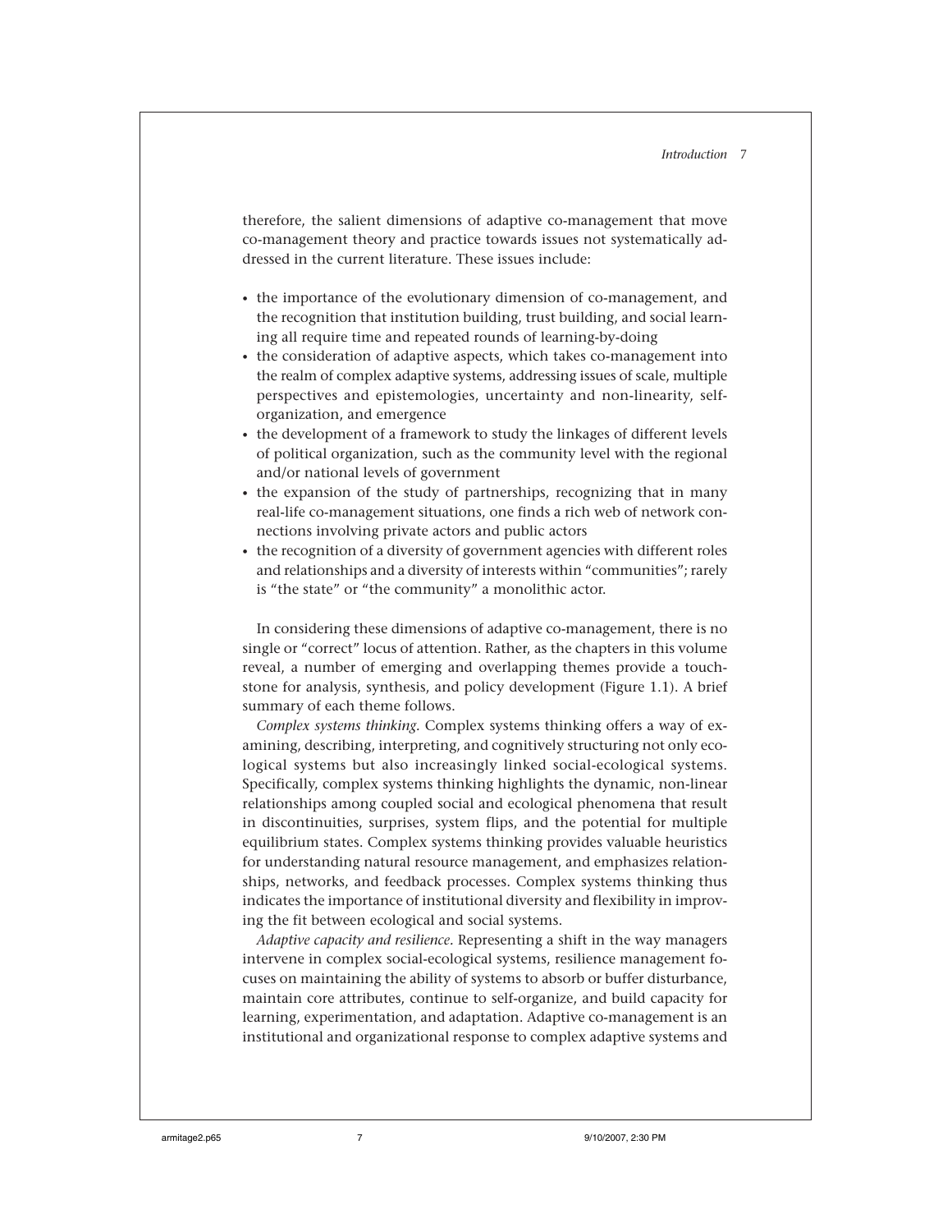therefore, the salient dimensions of adaptive co-management that move co-management theory and practice towards issues not systematically addressed in the current literature. These issues include:

- the importance of the evolutionary dimension of co-management, and the recognition that institution building, trust building, and social learning all require time and repeated rounds of learning-by-doing
- the consideration of adaptive aspects, which takes co-management into the realm of complex adaptive systems, addressing issues of scale, multiple perspectives and epistemologies, uncertainty and non-linearity, self-organization, and emergence
- the development of a framework to study the linkages of different levels of political organization, such as the community level with the regional and/or national levels of government
- the expansion of the study of partnerships, recognizing that in many real-life co-management situations, one finds a rich web of network connections involving private actors and public actors
- the recognition of a diversity of government agencies with different roles and relationships and a diversity of interests within "communities"; rarely is "the state" or "the community" a monolithic actor.

In considering these dimensions of adaptive co-management, there is no single or "correct" locus of attention. Rather, as the chapters in this volume reveal, a number of emerging and overlapping themes provide a touchstone for analysis, synthesis, and policy development (Figure 1.1). A brief summary of each theme follows.

*Complex systems thinking.* Complex systems thinking offers a way of examining, describing, interpreting, and cognitively structuring not only ecological systems but also increasingly linked social-ecological systems. Specifically, complex systems thinking highlights the dynamic, non-linear relationships among coupled social and ecological phenomena that result in discontinuities, surprises, system flips, and the potential for multiple equilibrium states. Complex systems thinking provides valuable heuristics for understanding natural resource management, and emphasizes relationships, networks, and feedback processes. Complex systems thinking thus indicates the importance of institutional diversity and flexibility in improving the fit between ecological and social systems.

*Adaptive capacity and resilience.* Representing a shift in the way managers intervene in complex social-ecological systems, resilience management focuses on maintaining the ability of systems to absorb or buffer disturbance, maintain core attributes, continue to self-organize, and build capacity for learning, experimentation, and adaptation. Adaptive co-management is an institutional and organizational response to complex adaptive systems and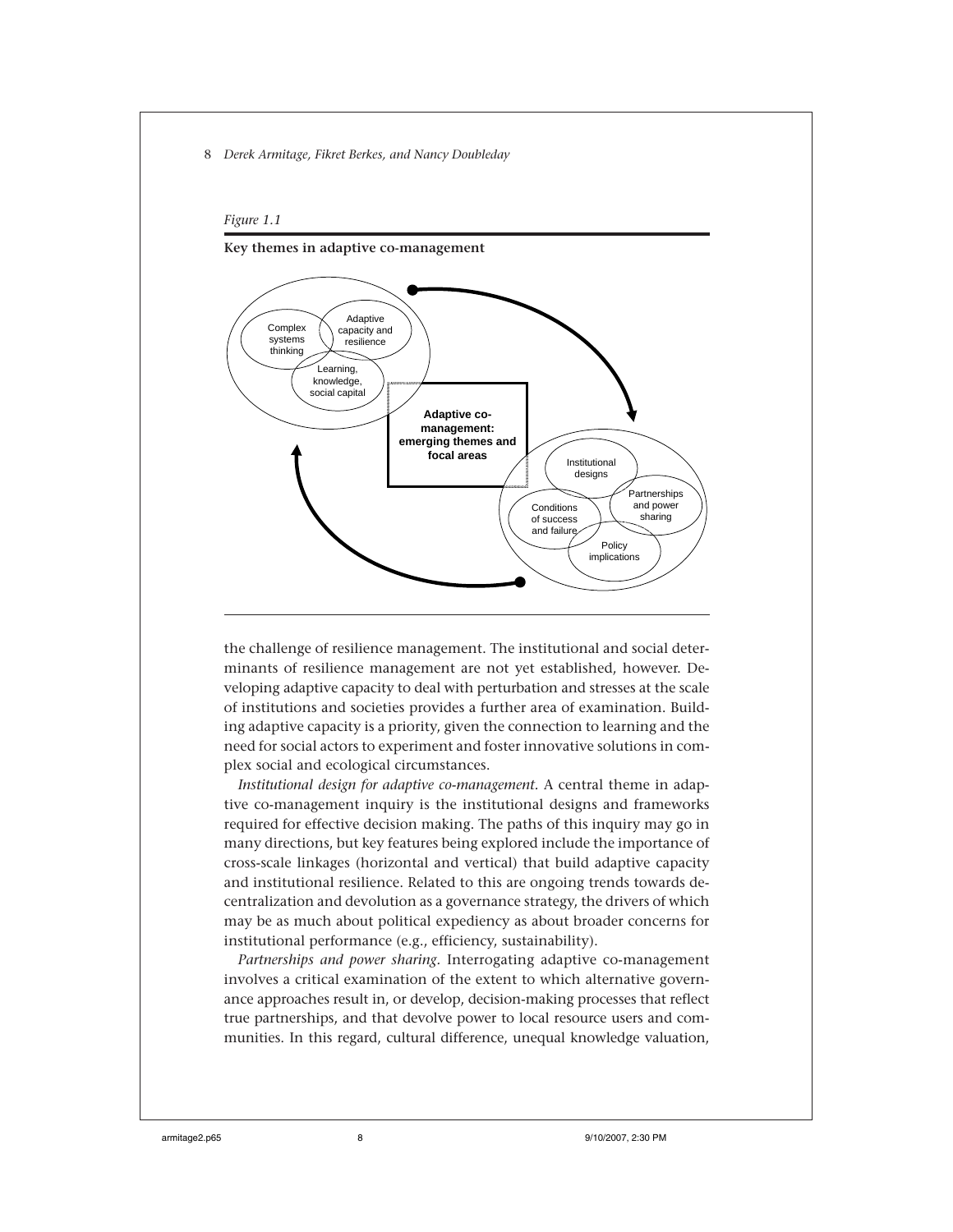*Figure 1.1*

**Key themes in adaptive co-management**

the challenge of resilience management. The institutional and social determinants of resilience management are not yet established, however. Developing adaptive capacity to deal with perturbation and stresses at the scale of institutions and societies provides a further area of examination. Building adaptive capacity is a priority, given the connection to learning and the need for social actors to experiment and foster innovative solutions in complex social and ecological circumstances.

*Institutional design for adaptive co-management.* A central theme in adaptive co-management inquiry is the institutional designs and frameworks required for effective decision making. The paths of this inquiry may go in many directions, but key features being explored include the importance of cross-scale linkages (horizontal and vertical) that build adaptive capacity and institutional resilience. Related to this are ongoing trends towards decentralization and devolution as a governance strategy, the drivers of which may be as much about political expediency as about broader concerns for institutional performance (e.g., efficiency, sustainability).

*Partnerships and power sharing.* Interrogating adaptive co-management involves a critical examination of the extent to which alternative governance approaches result in, or develop, decision-making processes that reflect true partnerships, and that devolve power to local resource users and communities. In this regard, cultural difference, unequal knowledge valuation,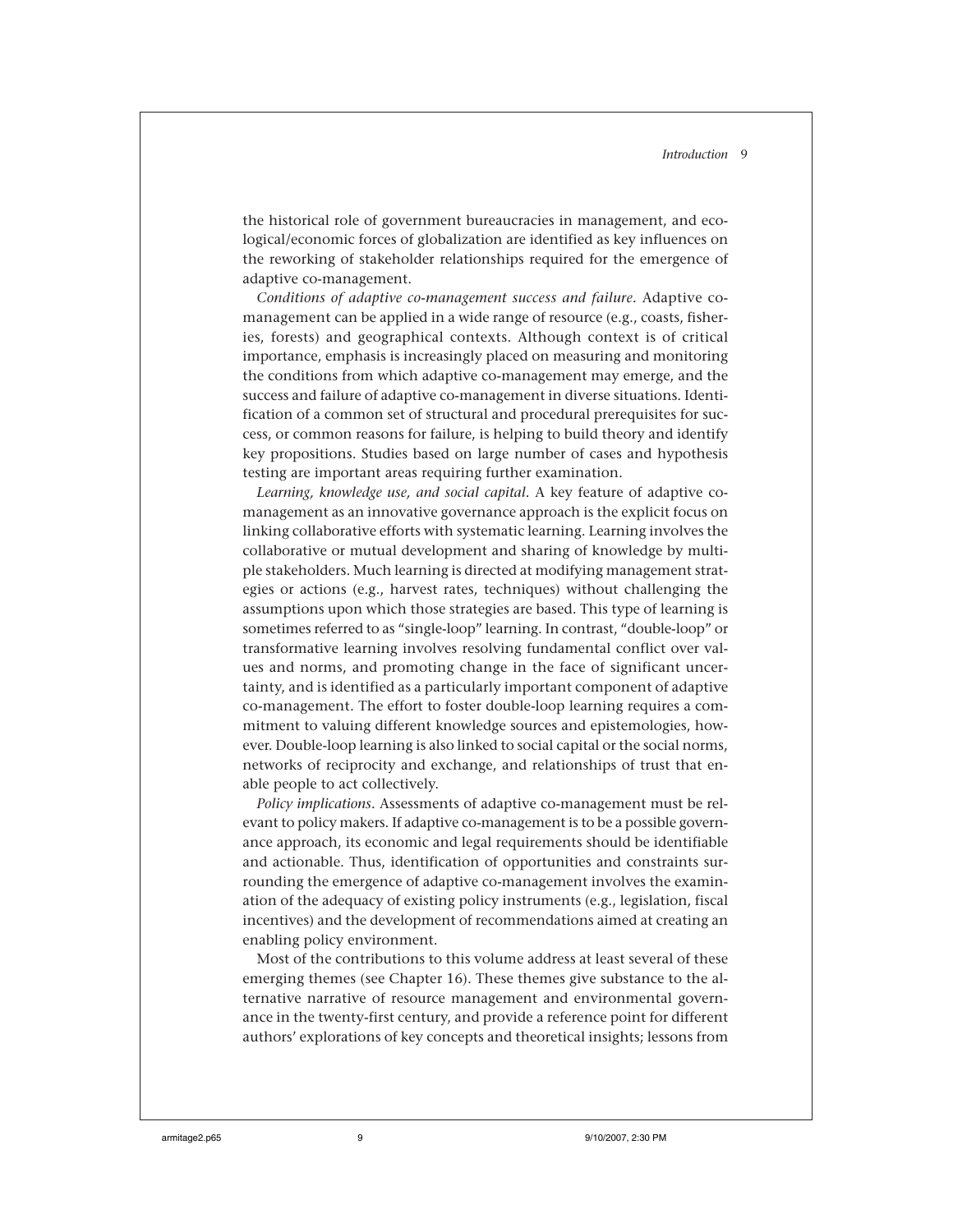the historical role of government bureaucracies in management, and ecological/economic forces of globalization are identified as key influences on the reworking of stakeholder relationships required for the emergence of adaptive co-management.

*Conditions of adaptive co-management success and failure.* Adaptive co-management can be applied in a wide range of resource (e.g., coasts, fisheries, forests) and geographical contexts. Although context is of critical importance, emphasis is increasingly placed on measuring and monitoring the conditions from which adaptive co-management may emerge, and the success and failure of adaptive co-management in diverse situations. Identification of a common set of structural and procedural prerequisites for success, or common reasons for failure, is helping to build theory and identify key propositions. Studies based on large number of cases and hypothesis testing are important areas requiring further examination.

*Learning, knowledge use, and social capital.* A key feature of adaptive co-management as an innovative governance approach is the explicit focus on linking collaborative efforts with systematic learning. Learning involves the collaborative or mutual development and sharing of knowledge by multiple stakeholders. Much learning is directed at modifying management strategies or actions (e.g., harvest rates, techniques) without challenging the assumptions upon which those strategies are based. This type of learning is sometimes referred to as "single-loop" learning. In contrast, "double-loop" or transformative learning involves resolving fundamental conflict over values and norms, and promoting change in the face of significant uncertainty, and is identified as a particularly important component of adaptive co-management. The effort to foster double-loop learning requires a commitment to valuing different knowledge sources and epistemologies, however. Double-loop learning is also linked to social capital or the social norms, networks of reciprocity and exchange, and relationships of trust that enable people to act collectively.

*Policy implications.* Assessments of adaptive co-management must be relevant to policy makers. If adaptive co-management is to be a possible governance approach, its economic and legal requirements should be identifiable and actionable. Thus, identification of opportunities and constraints surrounding the emergence of adaptive co-management involves the examination of the adequacy of existing policy instruments (e.g., legislation, fiscal incentives) and the development of recommendations aimed at creating an enabling policy environment.

Most of the contributions to this volume address at least several of these emerging themes (see Chapter 16). These themes give substance to the alternative narrative of resource management and environmental governance in the twenty-first century, and provide a reference point for different authors' explorations of key concepts and theoretical insights; lessons from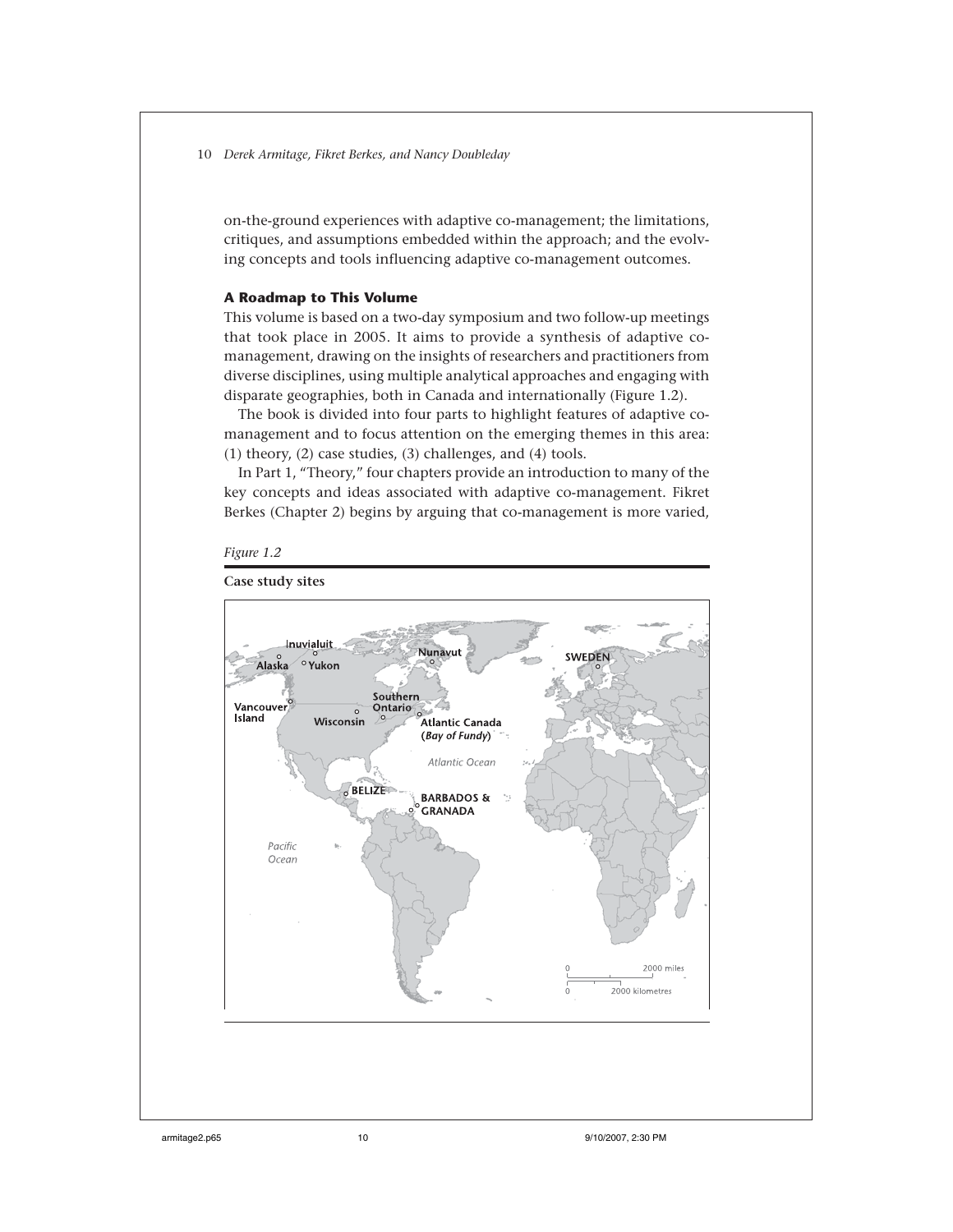on-the-ground experiences with adaptive co-management; the limitations, critiques, and assumptions embedded within the approach; and the evolving concepts and tools influencing adaptive co-management outcomes.

### A Roadmap to This Volume

This volume is based on a two-day symposium and two follow-up meetings that took place in 2005. It aims to provide a synthesis of adaptive co-management, drawing on the insights of researchers and practitioners from diverse disciplines, using multiple analytical approaches and engaging with disparate geographies, both in Canada and internationally (Figure 1.2).

The book is divided into four parts to highlight features of adaptive co-management and to focus attention on the emerging themes in this area: (1) theory, (2) case studies, (3) challenges, and (4) tools.

In Part 1, "Theory," four chapters provide an introduction to many of the key concepts and ideas associated with adaptive co-management. Fikret Berkes (Chapter 2) begins by arguing that co-management is more varied,

*Figure 1.2*

**Case study sites**

Inuvialuit, Alaska, Yukon, Nunavut, SWEDEN, Vancouver Island, Wisconsin, Southern Ontario, Atlantic Canada (*Bay of Fundy*), *Atlantic Ocean*, BELIZE, BARBADOS & GRANADA, *Pacific Ocean*, 0 2000 miles, 0 2000 kilometres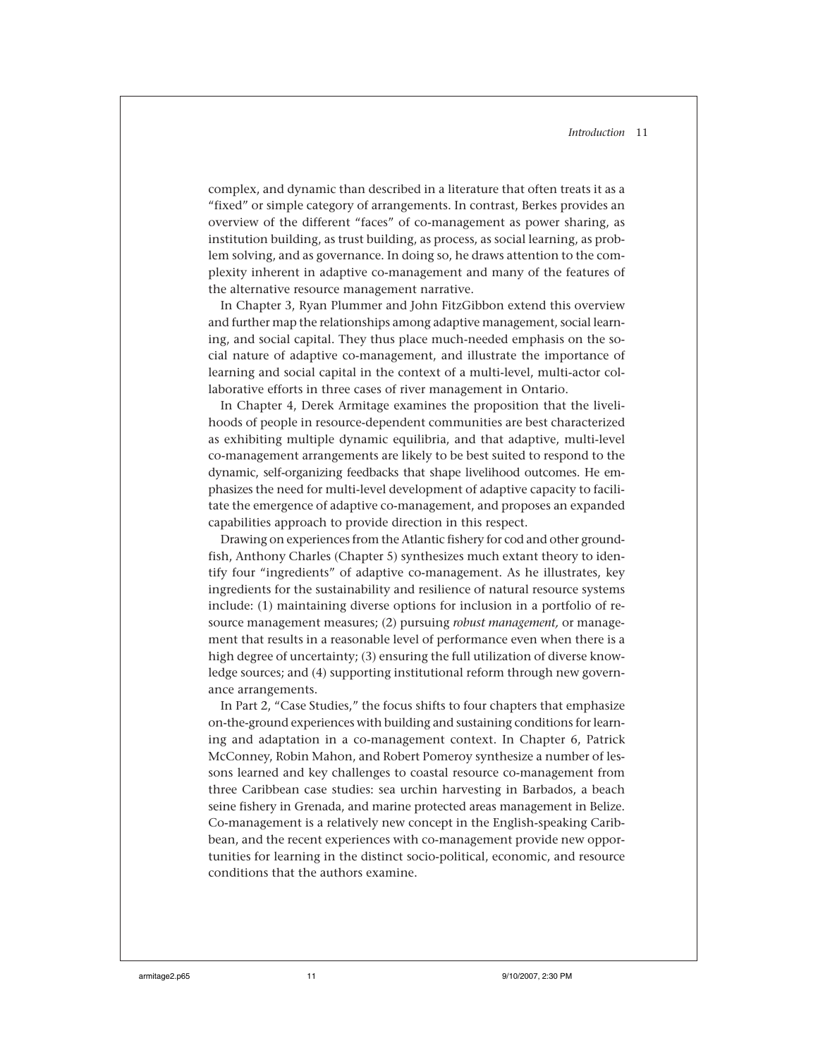complex, and dynamic than described in a literature that often treats it as a "fixed" or simple category of arrangements. In contrast, Berkes provides an overview of the different "faces" of co-management as power sharing, as institution building, as trust building, as process, as social learning, as problem solving, and as governance. In doing so, he draws attention to the complexity inherent in adaptive co-management and many of the features of the alternative resource management narrative.

In Chapter 3, Ryan Plummer and John FitzGibbon extend this overview and further map the relationships among adaptive management, social learning, and social capital. They thus place much-needed emphasis on the social nature of adaptive co-management, and illustrate the importance of learning and social capital in the context of a multi-level, multi-actor collaborative efforts in three cases of river management in Ontario.

In Chapter 4, Derek Armitage examines the proposition that the livelihoods of people in resource-dependent communities are best characterized as exhibiting multiple dynamic equilibria, and that adaptive, multi-level co-management arrangements are likely to be best suited to respond to the dynamic, self-organizing feedbacks that shape livelihood outcomes. He emphasizes the need for multi-level development of adaptive capacity to facilitate the emergence of adaptive co-management, and proposes an expanded capabilities approach to provide direction in this respect.

Drawing on experiences from the Atlantic fishery for cod and other groundfish, Anthony Charles (Chapter 5) synthesizes much extant theory to identify four "ingredients" of adaptive co-management. As he illustrates, key ingredients for the sustainability and resilience of natural resource systems include: (1) maintaining diverse options for inclusion in a portfolio of resource management measures; (2) pursuing *robust management,* or management that results in a reasonable level of performance even when there is a high degree of uncertainty; (3) ensuring the full utilization of diverse knowledge sources; and (4) supporting institutional reform through new governance arrangements.

In Part 2, "Case Studies," the focus shifts to four chapters that emphasize on-the-ground experiences with building and sustaining conditions for learning and adaptation in a co-management context. In Chapter 6, Patrick McConney, Robin Mahon, and Robert Pomeroy synthesize a number of lessons learned and key challenges to coastal resource co-management from three Caribbean case studies: sea urchin harvesting in Barbados, a beach seine fishery in Grenada, and marine protected areas management in Belize. Co-management is a relatively new concept in the English-speaking Caribbean, and the recent experiences with co-management provide new opportunities for learning in the distinct socio-political, economic, and resource conditions that the authors examine.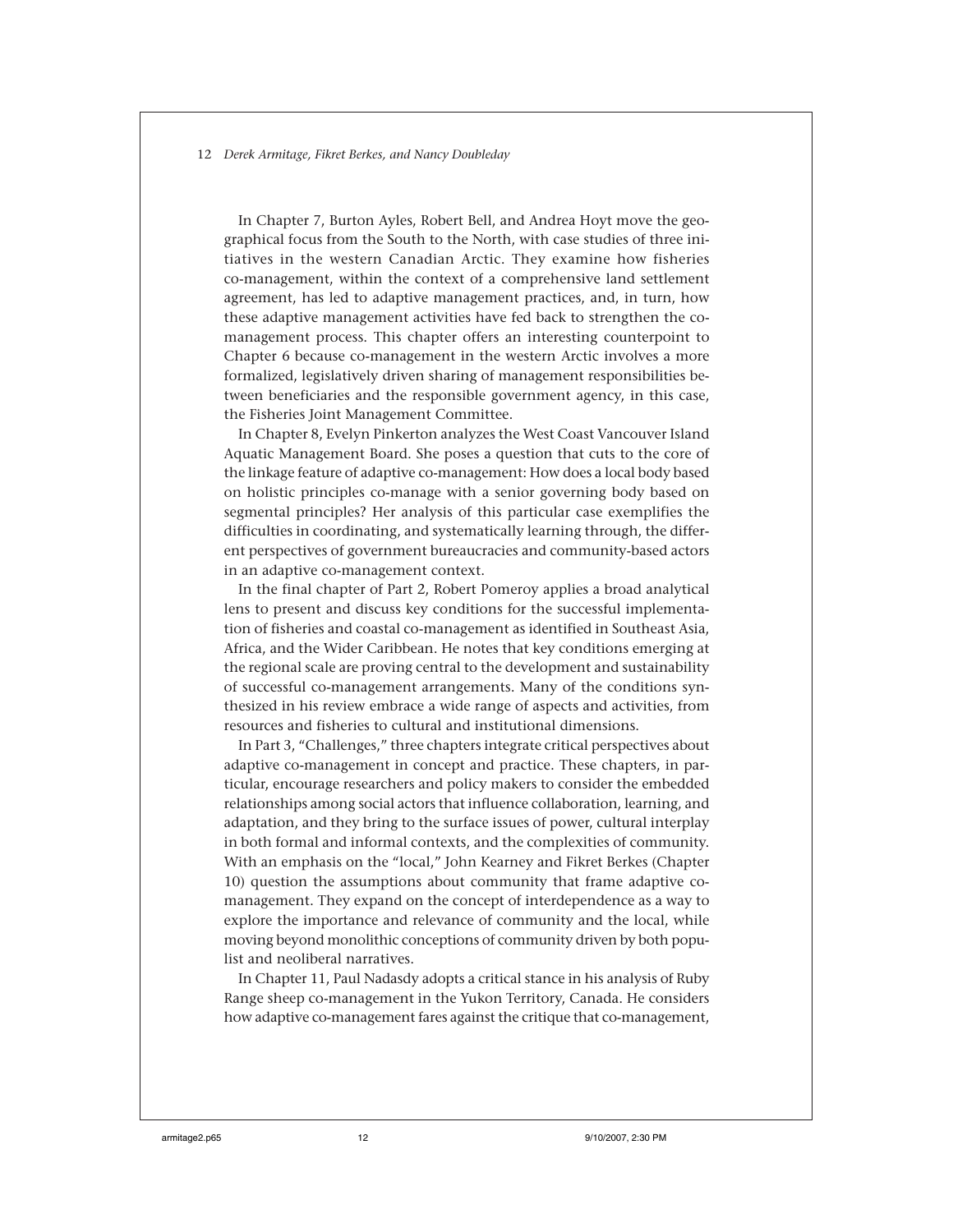In Chapter 7, Burton Ayles, Robert Bell, and Andrea Hoyt move the geographical focus from the South to the North, with case studies of three initiatives in the western Canadian Arctic. They examine how fisheries co-management, within the context of a comprehensive land settlement agreement, has led to adaptive management practices, and, in turn, how these adaptive management activities have fed back to strengthen the co-management process. This chapter offers an interesting counterpoint to Chapter 6 because co-management in the western Arctic involves a more formalized, legislatively driven sharing of management responsibilities between beneficiaries and the responsible government agency, in this case, the Fisheries Joint Management Committee.

In Chapter 8, Evelyn Pinkerton analyzes the West Coast Vancouver Island Aquatic Management Board. She poses a question that cuts to the core of the linkage feature of adaptive co-management: How does a local body based on holistic principles co-manage with a senior governing body based on segmental principles? Her analysis of this particular case exemplifies the difficulties in coordinating, and systematically learning through, the different perspectives of government bureaucracies and community-based actors in an adaptive co-management context.

In the final chapter of Part 2, Robert Pomeroy applies a broad analytical lens to present and discuss key conditions for the successful implementation of fisheries and coastal co-management as identified in Southeast Asia, Africa, and the Wider Caribbean. He notes that key conditions emerging at the regional scale are proving central to the development and sustainability of successful co-management arrangements. Many of the conditions synthesized in his review embrace a wide range of aspects and activities, from resources and fisheries to cultural and institutional dimensions.

In Part 3, "Challenges," three chapters integrate critical perspectives about adaptive co-management in concept and practice. These chapters, in particular, encourage researchers and policy makers to consider the embedded relationships among social actors that influence collaboration, learning, and adaptation, and they bring to the surface issues of power, cultural interplay in both formal and informal contexts, and the complexities of community. With an emphasis on the "local," John Kearney and Fikret Berkes (Chapter 10) question the assumptions about community that frame adaptive co-management. They expand on the concept of interdependence as a way to explore the importance and relevance of community and the local, while moving beyond monolithic conceptions of community driven by both populist and neoliberal narratives.

In Chapter 11, Paul Nadasdy adopts a critical stance in his analysis of Ruby Range sheep co-management in the Yukon Territory, Canada. He considers how adaptive co-management fares against the critique that co-management,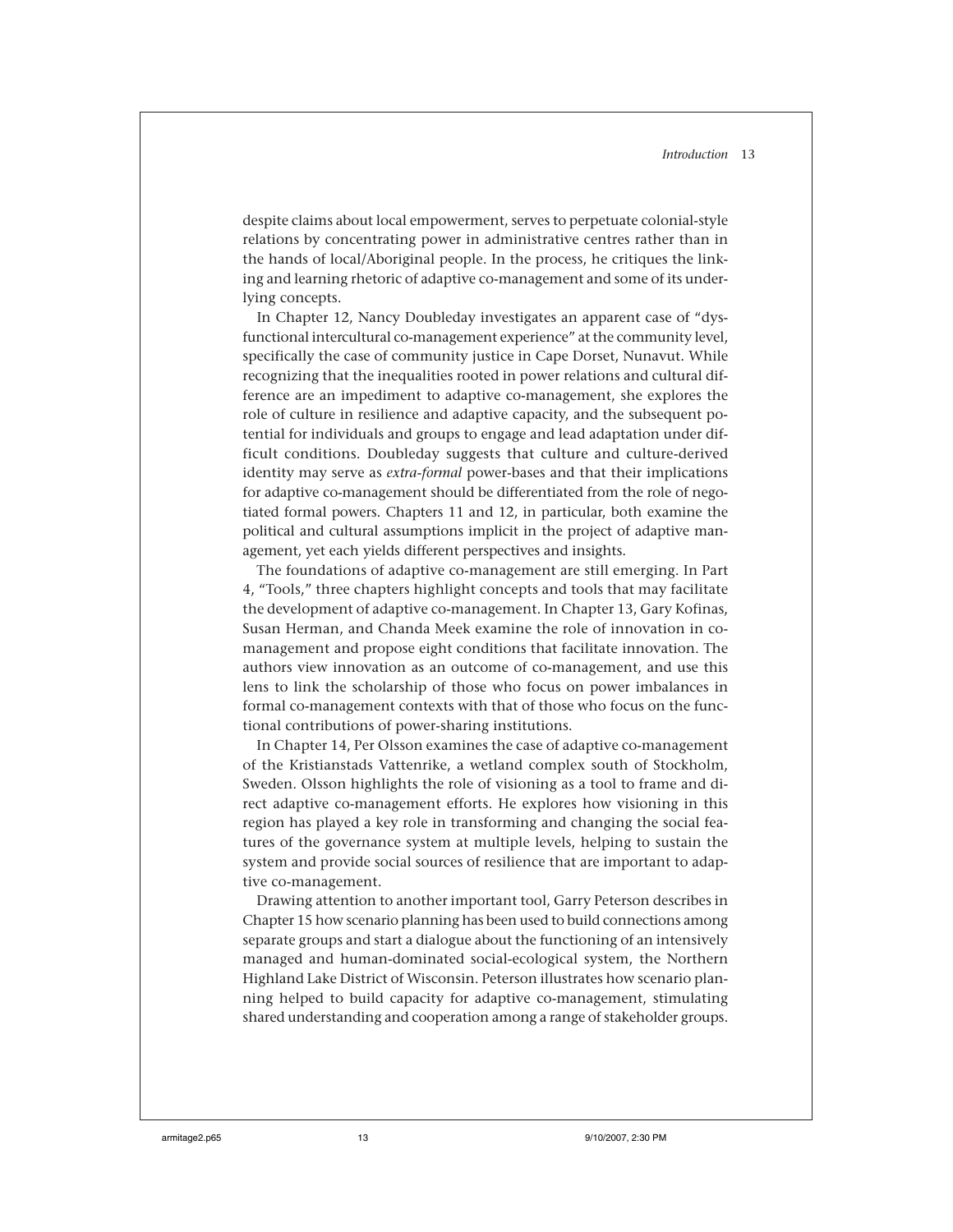despite claims about local empowerment, serves to perpetuate colonial-style relations by concentrating power in administrative centres rather than in the hands of local/Aboriginal people. In the process, he critiques the linking and learning rhetoric of adaptive co-management and some of its underlying concepts.

In Chapter 12, Nancy Doubleday investigates an apparent case of "dysfunctional intercultural co-management experience" at the community level, specifically the case of community justice in Cape Dorset, Nunavut. While recognizing that the inequalities rooted in power relations and cultural difference are an impediment to adaptive co-management, she explores the role of culture in resilience and adaptive capacity, and the subsequent potential for individuals and groups to engage and lead adaptation under difficult conditions. Doubleday suggests that culture and culture-derived identity may serve as *extra-formal* power-bases and that their implications for adaptive co-management should be differentiated from the role of negotiated formal powers. Chapters 11 and 12, in particular, both examine the political and cultural assumptions implicit in the project of adaptive management, yet each yields different perspectives and insights.

The foundations of adaptive co-management are still emerging. In Part 4, "Tools," three chapters highlight concepts and tools that may facilitate the development of adaptive co-management. In Chapter 13, Gary Kofinas, Susan Herman, and Chanda Meek examine the role of innovation in co-management and propose eight conditions that facilitate innovation. The authors view innovation as an outcome of co-management, and use this lens to link the scholarship of those who focus on power imbalances in formal co-management contexts with that of those who focus on the functional contributions of power-sharing institutions.

In Chapter 14, Per Olsson examines the case of adaptive co-management of the Kristianstads Vattenrike, a wetland complex south of Stockholm, Sweden. Olsson highlights the role of visioning as a tool to frame and direct adaptive co-management efforts. He explores how visioning in this region has played a key role in transforming and changing the social features of the governance system at multiple levels, helping to sustain the system and provide social sources of resilience that are important to adaptive co-management.

Drawing attention to another important tool, Garry Peterson describes in Chapter 15 how scenario planning has been used to build connections among separate groups and start a dialogue about the functioning of an intensively managed and human-dominated social-ecological system, the Northern Highland Lake District of Wisconsin. Peterson illustrates how scenario planning helped to build capacity for adaptive co-management, stimulating shared understanding and cooperation among a range of stakeholder groups.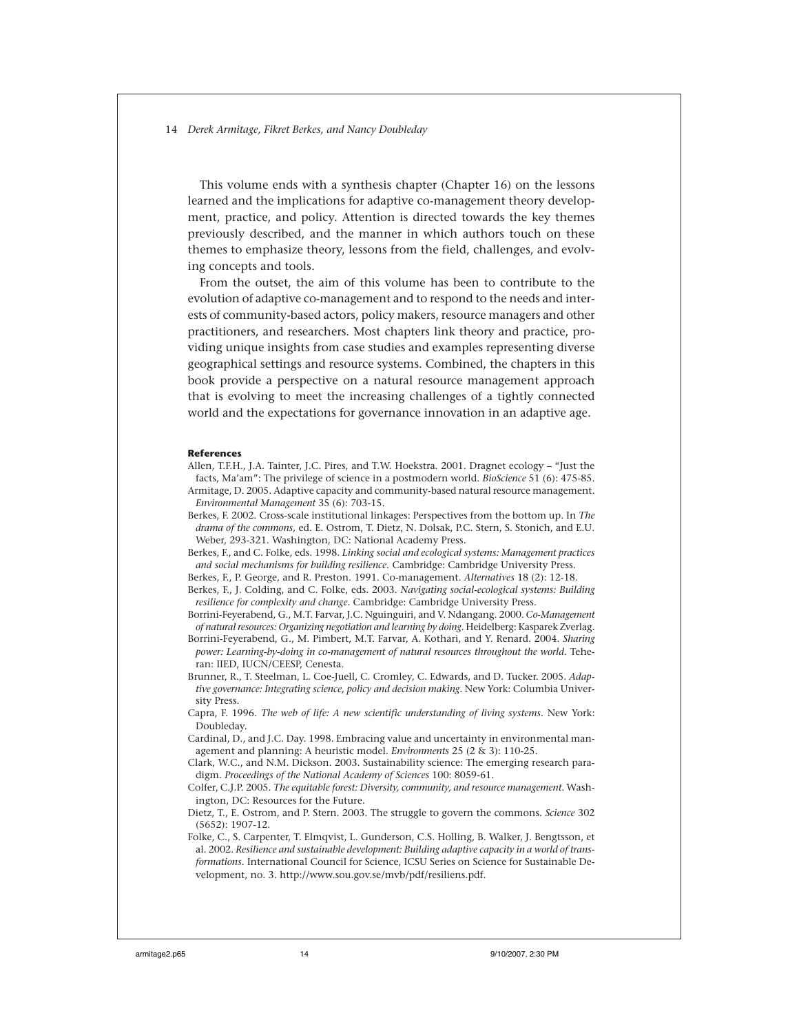This volume ends with a synthesis chapter (Chapter 16) on the lessons learned and the implications for adaptive co-management theory development, practice, and policy. Attention is directed towards the key themes previously described, and the manner in which authors touch on these themes to emphasize theory, lessons from the field, challenges, and evolving concepts and tools.

From the outset, the aim of this volume has been to contribute to the evolution of adaptive co-management and to respond to the needs and interests of community-based actors, policy makers, resource managers and other practitioners, and researchers. Most chapters link theory and practice, providing unique insights from case studies and examples representing diverse geographical settings and resource systems. Combined, the chapters in this book provide a perspective on a natural resource management approach that is evolving to meet the increasing challenges of a tightly connected world and the expectations for governance innovation in an adaptive age.

### References

Allen, T.F.H., J.A. Tainter, J.C. Pires, and T.W. Hoekstra. 2001. Dragnet ecology – "Just the facts, Ma'am": The privilege of science in a postmodern world. *BioScience* 51 (6): 475-85.

Armitage, D. 2005. Adaptive capacity and community-based natural resource management. *Environmental Management* 35 (6): 703-15.

Berkes, F. 2002. Cross-scale institutional linkages: Perspectives from the bottom up. In *The drama of the commons,* ed. E. Ostrom, T. Dietz, N. Dolsak, P.C. Stern, S. Stonich, and E.U. Weber, 293-321. Washington, DC: National Academy Press.

Berkes, F., and C. Folke, eds. 1998. *Linking social and ecological systems: Management practices and social mechanisms for building resilience.* Cambridge: Cambridge University Press.

Berkes, F., P. George, and R. Preston. 1991. Co-management. *Alternatives* 18 (2): 12-18.

Berkes, F., J. Colding, and C. Folke, eds. 2003. *Navigating social-ecological systems: Building resilience for complexity and change.* Cambridge: Cambridge University Press.

Borrini-Feyerabend, G., M.T. Farvar, J.C. Nguinguiri, and V. Ndangang. 2000. *Co-Management of natural resources: Organizing negotiation and learning by doing.* Heidelberg: Kasparek Zverlag.

Borrini-Feyerabend, G., M. Pimbert, M.T. Farvar, A. Kothari, and Y. Renard. 2004. *Sharing power: Learning-by-doing in co-management of natural resources throughout the world.* Teheran: IIED, IUCN/CEESP, Cenesta.

Brunner, R., T. Steelman, L. Coe-Juell, C. Cromley, C. Edwards, and D. Tucker. 2005. *Adaptive governance: Integrating science, policy and decision making.* New York: Columbia University Press.

Capra, F. 1996. *The web of life: A new scientific understanding of living systems.* New York: Doubleday.

Cardinal, D., and J.C. Day. 1998. Embracing value and uncertainty in environmental management and planning: A heuristic model. *Environments* 25 (2 & 3): 110-25.

Clark, W.C., and N.M. Dickson. 2003. Sustainability science: The emerging research paradigm. *Proceedings of the National Academy of Sciences* 100: 8059-61.

Colfer, C.J.P. 2005. *The equitable forest: Diversity, community, and resource management.* Washington, DC: Resources for the Future.

Dietz, T., E. Ostrom, and P. Stern. 2003. The struggle to govern the commons. *Science* 302 (5652): 1907-12.

Folke, C., S. Carpenter, T. Elmqvist, L. Gunderson, C.S. Holling, B. Walker, J. Bengtsson, et al. 2002. *Resilience and sustainable development: Building adaptive capacity in a world of transformations.* International Council for Science, ICSU Series on Science for Sustainable Development, no. 3. http://www.sou.gov.se/mvb/pdf/resiliens.pdf.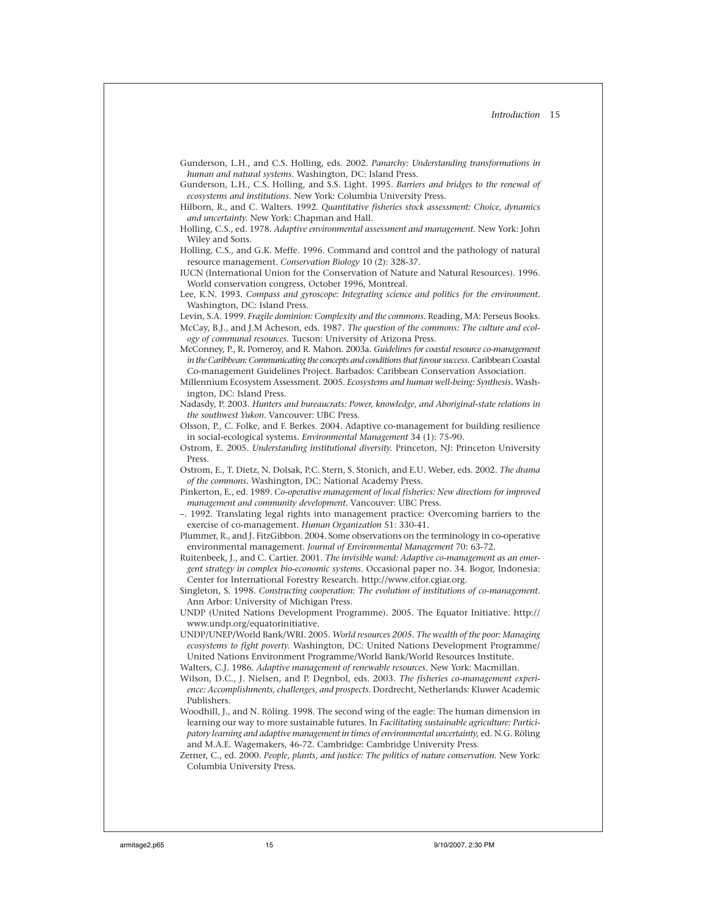Gunderson, L.H., and C.S. Holling, eds. 2002. *Panarchy: Understanding transformations in human and natural systems*. Washington, DC: Island Press.

Gunderson, L.H., C.S. Holling, and S.S. Light. 1995. *Barriers and bridges to the renewal of ecosystems and institutions*. New York: Columbia University Press.

Hilborn, R., and C. Walters. 1992. *Quantitative fisheries stock assessment: Choice, dynamics and uncertainty*. New York: Chapman and Hall.

Holling, C.S., ed. 1978. *Adaptive environmental assessment and management*. New York: John Wiley and Sons.

Holling, C.S., and G.K. Meffe. 1996. Command and control and the pathology of natural resource management. *Conservation Biology* 10 (2): 328-37.

IUCN (International Union for the Conservation of Nature and Natural Resources). 1996. World conservation congress, October 1996, Montreal.

Lee, K.N. 1993. *Compass and gyroscope: Integrating science and politics for the environment*. Washington, DC: Island Press.

Levin, S.A. 1999. *Fragile dominion: Complexity and the commons*. Reading, MA: Perseus Books.

McCay, B.J., and J.M Acheson, eds. 1987. *The question of the commons: The culture and ecology of communal resources*. Tucson: University of Arizona Press.

McConney, P., R. Pomeroy, and R. Mahon. 2003a. *Guidelines for coastal resource co-management in the Caribbean: Communicating the concepts and conditions that favour success*. Caribbean Coastal Co-management Guidelines Project. Barbados: Caribbean Conservation Association.

Millennium Ecosystem Assessment. 2005. *Ecosystems and human well-being: Synthesis*. Washington, DC: Island Press.

Nadasdy, P. 2003. *Hunters and bureaucrats: Power, knowledge, and Aboriginal-state relations in the southwest Yukon*. Vancouver: UBC Press.

Olsson, P., C. Folke, and F. Berkes. 2004. Adaptive co-management for building resilience in social-ecological systems. *Environmental Management* 34 (1): 75-90.

Ostrom, E. 2005. *Understanding institutional diversity*. Princeton, NJ: Princeton University Press.

Ostrom, E., T. Dietz, N. Dolsak, P.C. Stern, S. Stonich, and E.U. Weber, eds. 2002. *The drama of the commons*. Washington, DC: National Academy Press.

Pinkerton, E., ed. 1989. *Co-operative management of local fisheries: New directions for improved management and community development*. Vancouver: UBC Press.

–. 1992. Translating legal rights into management practice: Overcoming barriers to the exercise of co-management. *Human Organization* 51: 330-41.

Plummer, R., and J. FitzGibbon. 2004. Some observations on the terminology in co-operative environmental management. *Journal of Environmental Management* 70: 63-72.

Ruitenbeek, J., and C. Cartier. 2001. *The invisible wand: Adaptive co-management as an emergent strategy in complex bio-economic systems*. Occasional paper no. 34. Bogor, Indonesia: Center for International Forestry Research. http://www.cifor.cgiar.org.

Singleton, S. 1998. *Constructing cooperation: The evolution of institutions of co-management*. Ann Arbor: University of Michigan Press.

UNDP (United Nations Development Programme). 2005. The Equator Initiative. http://www.undp.org/equatorinitiative.

UNDP/UNEP/World Bank/WRI. 2005. *World resources 2005. The wealth of the poor: Managing ecosystems to fight poverty*. Washington, DC: United Nations Development Programme/ United Nations Environment Programme/World Bank/World Resources Institute.

Walters, C.J. 1986. *Adaptive management of renewable resources*. New York: Macmillan.

Wilson, D.C., J. Nielsen, and P. Degnbol, eds. 2003. *The fisheries co-management experience: Accomplishments, challenges, and prospects*. Dordrecht, Netherlands: Kluwer Academic Publishers.

Woodhill, J., and N. Röling. 1998. The second wing of the eagle: The human dimension in learning our way to more sustainable futures. In *Facilitating sustainable agriculture: Participatory learning and adaptive management in times of environmental uncertainty*, ed. N.G. Röling and M.A.E. Wagemakers, 46-72. Cambridge: Cambridge University Press.

Zerner, C., ed. 2000. *People, plants, and justice: The politics of nature conservation*. New York: Columbia University Press.